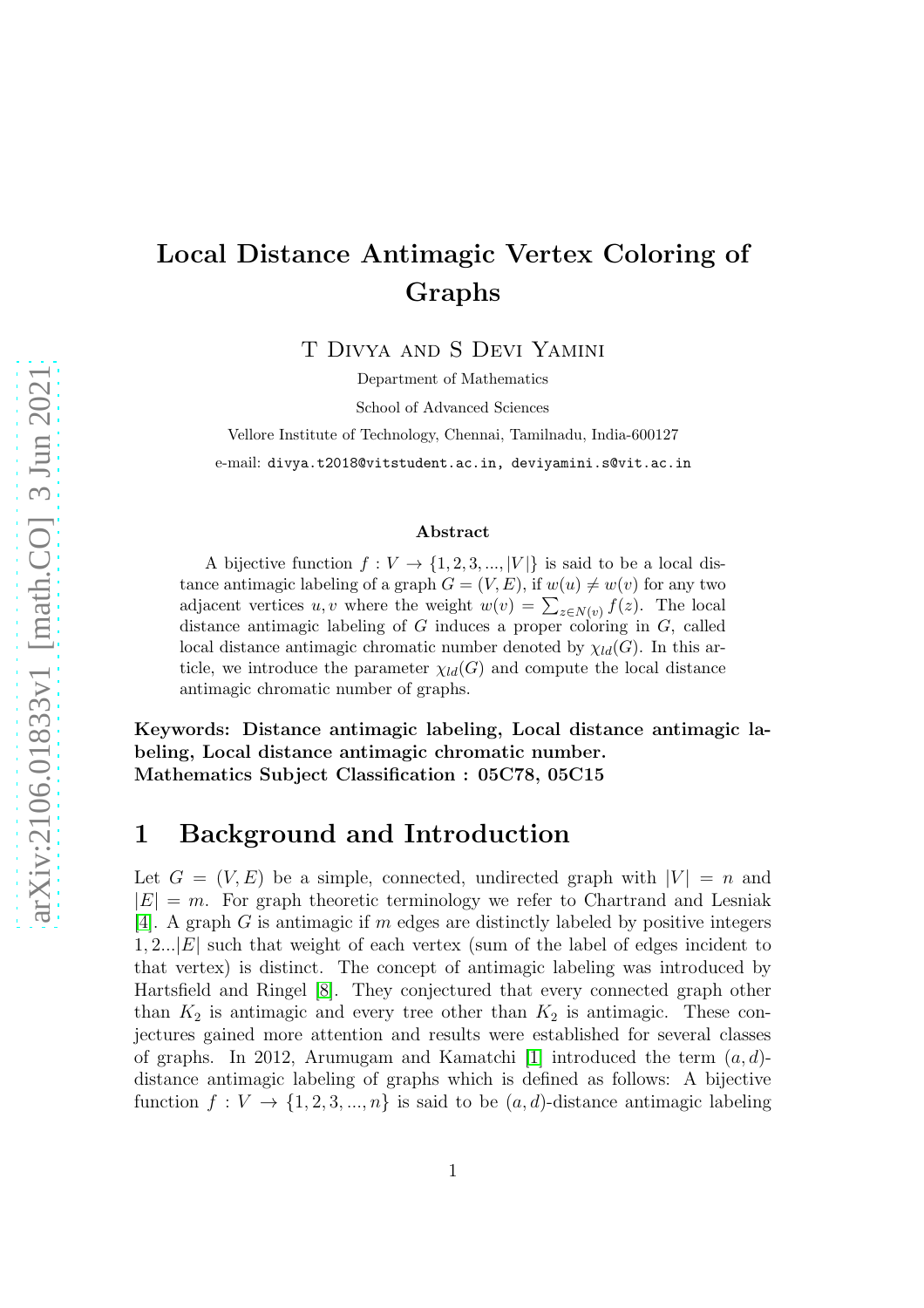# Local Distance Antimagic Vertex Coloring of Graphs

T Divya and S Devi Yamini

Department of Mathematics

School of Advanced Sciences

Vellore Institute of Technology, Chennai, Tamilnadu, India-600127

e-mail: divya.t2018@vitstudent.ac.in, deviyamini.s@vit.ac.in

### Abstract

A bijective function $f : V \to \{1, 2, 3, ..., |V|\}$ is said to be a local distance antimagic labeling of a graph $G = (V, E)$, if $w(u) \neq w(v)$ for any two adjacent vertices $u, v$ where the weight $w(v) = \sum_{z \in N(v)} f(z)$. The local distance antimagic labeling of $G$ induces a proper coloring in $G$, called local distance antimagic chromatic number denoted by $\chi_{ld}(G)$. In this article, we introduce the parameter $\chi_{ld}(G)$ and compute the local distance antimagic chromatic number of graphs.

**Keywords: Distance antimagic labeling, Local distance antimagic labeling, Local distance antimagic chromatic number.**
**Mathematics Subject Classification : 05C78, 05C15**

## 1 Background and Introduction

Let $G = (V, E)$ be a simple, connected, undirected graph with $|V| = n$ and $|E| = m$. For graph theoretic terminology we refer to Chartrand and Lesniak [4]. A graph $G$ is antimagic if $m$ edges are distinctly labeled by positive integers $1, 2...|E|$ such that weight of each vertex (sum of the label of edges incident to that vertex) is distinct. The concept of antimagic labeling was introduced by Hartsfield and Ringel [8]. They conjectured that every connected graph other than $K_2$ is antimagic and every tree other than $K_2$ is antimagic. These conjectures gained more attention and results were established for several classes of graphs. In 2012, Arumugam and Kamatchi [1] introduced the term $(a, d)$-distance antimagic labeling of graphs which is defined as follows: A bijective function $f : V \to \{1, 2, 3, ..., n\}$ is said to be $(a, d)$-distance antimagic labeling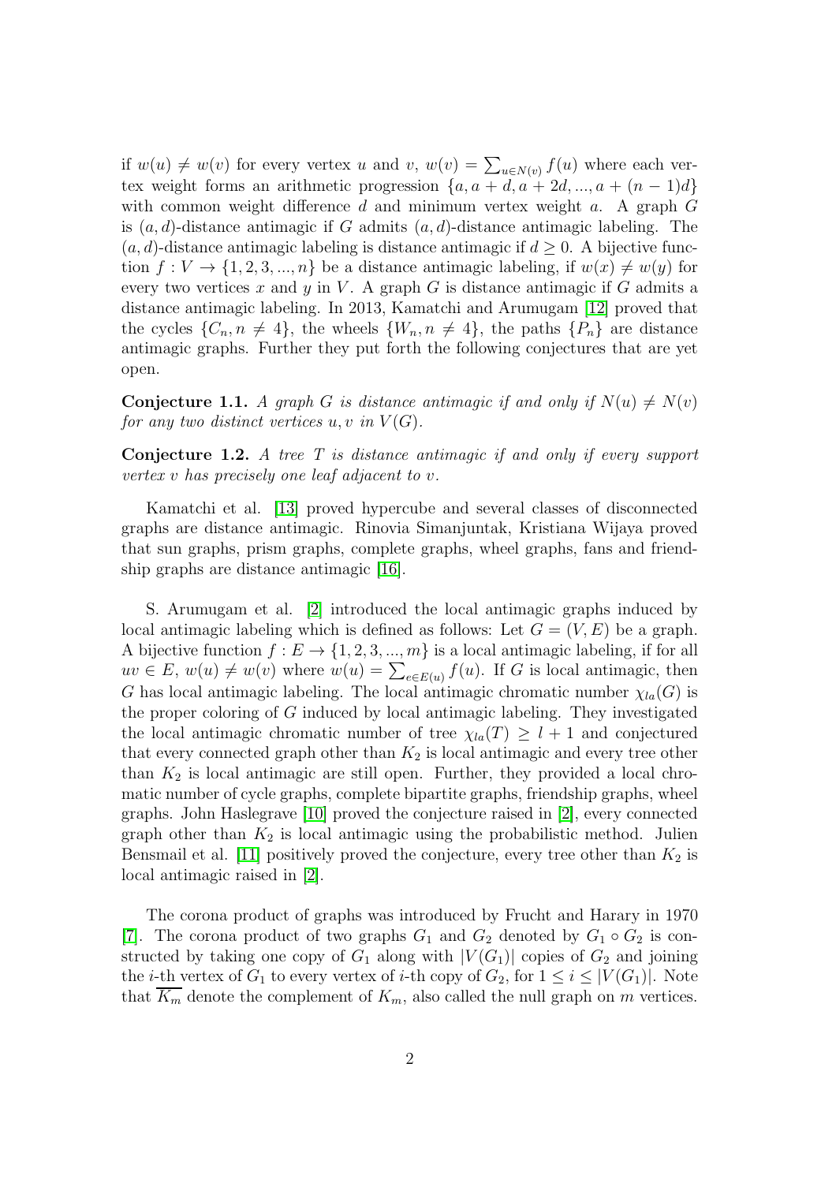if $w(u) \neq w(v)$ for every vertex $u$ and $v$, $w(v) = \sum_{u \in N(v)} f(u)$ where each vertex weight forms an arithmetic progression $\{a, a+d, a+2d, ..., a+(n-1)d\}$ with common weight difference $d$ and minimum vertex weight $a$. A graph $G$ is $(a,d)$-distance antimagic if $G$ admits $(a,d)$-distance antimagic labeling. The $(a,d)$-distance antimagic labeling is distance antimagic if $d \geq 0$. A bijective function $f : V \rightarrow \{1, 2, 3, ..., n\}$ be a distance antimagic labeling, if $w(x) \neq w(y)$ for every two vertices $x$ and $y$ in $V$. A graph $G$ is distance antimagic if $G$ admits a distance antimagic labeling. In 2013, Kamatchi and Arumugam [12] proved that the cycles $\{C_n, n \neq 4\}$, the wheels $\{W_n, n \neq 4\}$, the paths $\{P_n\}$ are distance antimagic graphs. Further they put forth the following conjectures that are yet open.

**Conjecture 1.1.** *A graph $G$ is distance antimagic if and only if $N(u) \neq N(v)$ for any two distinct vertices $u, v$ in $V(G)$.*

**Conjecture 1.2.** *A tree $T$ is distance antimagic if and only if every support vertex $v$ has precisely one leaf adjacent to $v$.*

Kamatchi et al. [13] proved hypercube and several classes of disconnected graphs are distance antimagic. Rinovia Simanjuntak, Kristiana Wijaya proved that sun graphs, prism graphs, complete graphs, wheel graphs, fans and friendship graphs are distance antimagic [16].

S. Arumugam et al. [2] introduced the local antimagic graphs induced by local antimagic labeling which is defined as follows: Let $G = (V, E)$ be a graph. A bijective function $f : E \rightarrow \{1, 2, 3, ..., m\}$ is a local antimagic labeling, if for all $uv \in E$, $w(u) \neq w(v)$ where $w(u) = \sum_{e \in E(u)} f(u)$. If $G$ is local antimagic, then $G$ has local antimagic labeling. The local antimagic chromatic number $\chi_{la}(G)$ is the proper coloring of $G$ induced by local antimagic labeling. They investigated the local antimagic chromatic number of tree $\chi_{la}(T) \geq l + 1$ and conjectured that every connected graph other than $K_2$ is local antimagic and every tree other than $K_2$ is local antimagic are still open. Further, they provided a local chromatic number of cycle graphs, complete bipartite graphs, friendship graphs, wheel graphs. John Haslegrave [10] proved the conjecture raised in [2], every connected graph other than $K_2$ is local antimagic using the probabilistic method. Julien Bensmail et al. [11] positively proved the conjecture, every tree other than $K_2$ is local antimagic raised in [2].

The corona product of graphs was introduced by Frucht and Harary in 1970 [7]. The corona product of two graphs $G_1$ and $G_2$ denoted by $G_1 \circ G_2$ is constructed by taking one copy of $G_1$ along with $|V(G_1)|$ copies of $G_2$ and joining the $i$-th vertex of $G_1$ to every vertex of $i$-th copy of $G_2$, for $1 \leq i \leq |V(G_1)|$. Note that $\overline{K_m}$ denote the complement of $K_m$, also called the null graph on $m$ vertices.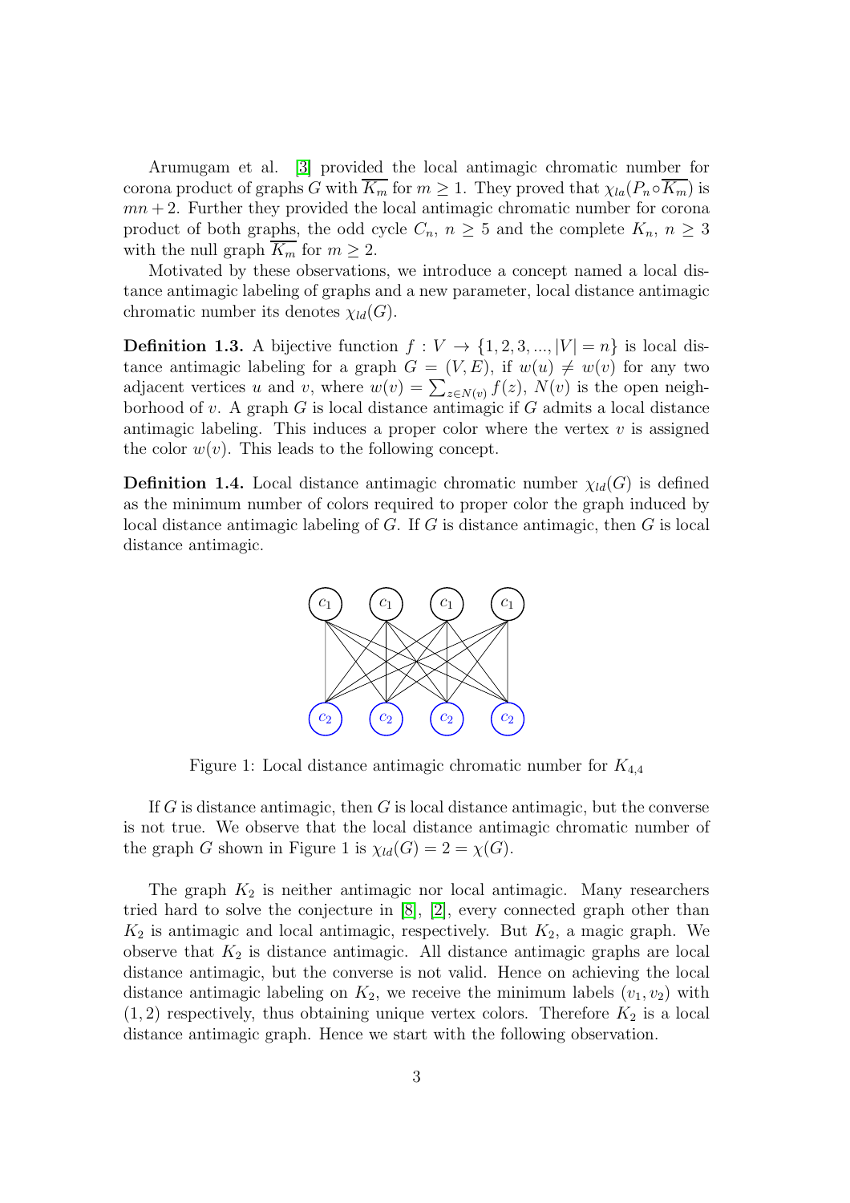Arumugam et al. [3] provided the local antimagic chromatic number for corona product of graphs $G$ with $\overline{K_m}$ for $m \geq 1$. They proved that $\chi_{la}(P_n \circ \overline{K_m})$ is $mn + 2$. Further they provided the local antimagic chromatic number for corona product of both graphs, the odd cycle $C_n$, $n \geq 5$ and the complete $K_n$, $n \geq 3$ with the null graph $\overline{K_m}$ for $m \geq 2$.

Motivated by these observations, we introduce a concept named a local distance antimagic labeling of graphs and a new parameter, local distance antimagic chromatic number its denotes $\chi_{ld}(G)$.

**Definition 1.3.** A bijective function $f : V \rightarrow \{1, 2, 3, ..., |V| = n\}$ is local distance antimagic labeling for a graph $G = (V, E)$, if $w(u) \neq w(v)$ for any two adjacent vertices $u$ and $v$, where $w(v) = \sum_{z \in N(v)} f(z)$, $N(v)$ is the open neighborhood of $v$. A graph $G$ is local distance antimagic if $G$ admits a local distance antimagic labeling. This induces a proper color where the vertex $v$ is assigned the color $w(v)$. This leads to the following concept.

**Definition 1.4.** Local distance antimagic chromatic number $\chi_{ld}(G)$ is defined as the minimum number of colors required to proper color the graph induced by local distance antimagic labeling of $G$. If $G$ is distance antimagic, then $G$ is local distance antimagic.

Figure 1: Local distance antimagic chromatic number for $K_{4,4}$

If $G$ is distance antimagic, then $G$ is local distance antimagic, but the converse is not true. We observe that the local distance antimagic chromatic number of the graph $G$ shown in Figure 1 is $\chi_{ld}(G) = 2 = \chi(G)$.

The graph $K_2$ is neither antimagic nor local antimagic. Many researchers tried hard to solve the conjecture in [8], [2], every connected graph other than $K_2$ is antimagic and local antimagic, respectively. But $K_2$, a magic graph. We observe that $K_2$ is distance antimagic. All distance antimagic graphs are local distance antimagic, but the converse is not valid. Hence on achieving the local distance antimagic labeling on $K_2$, we receive the minimum labels $(v_1, v_2)$ with $(1, 2)$ respectively, thus obtaining unique vertex colors. Therefore $K_2$ is a local distance antimagic graph. Hence we start with the following observation.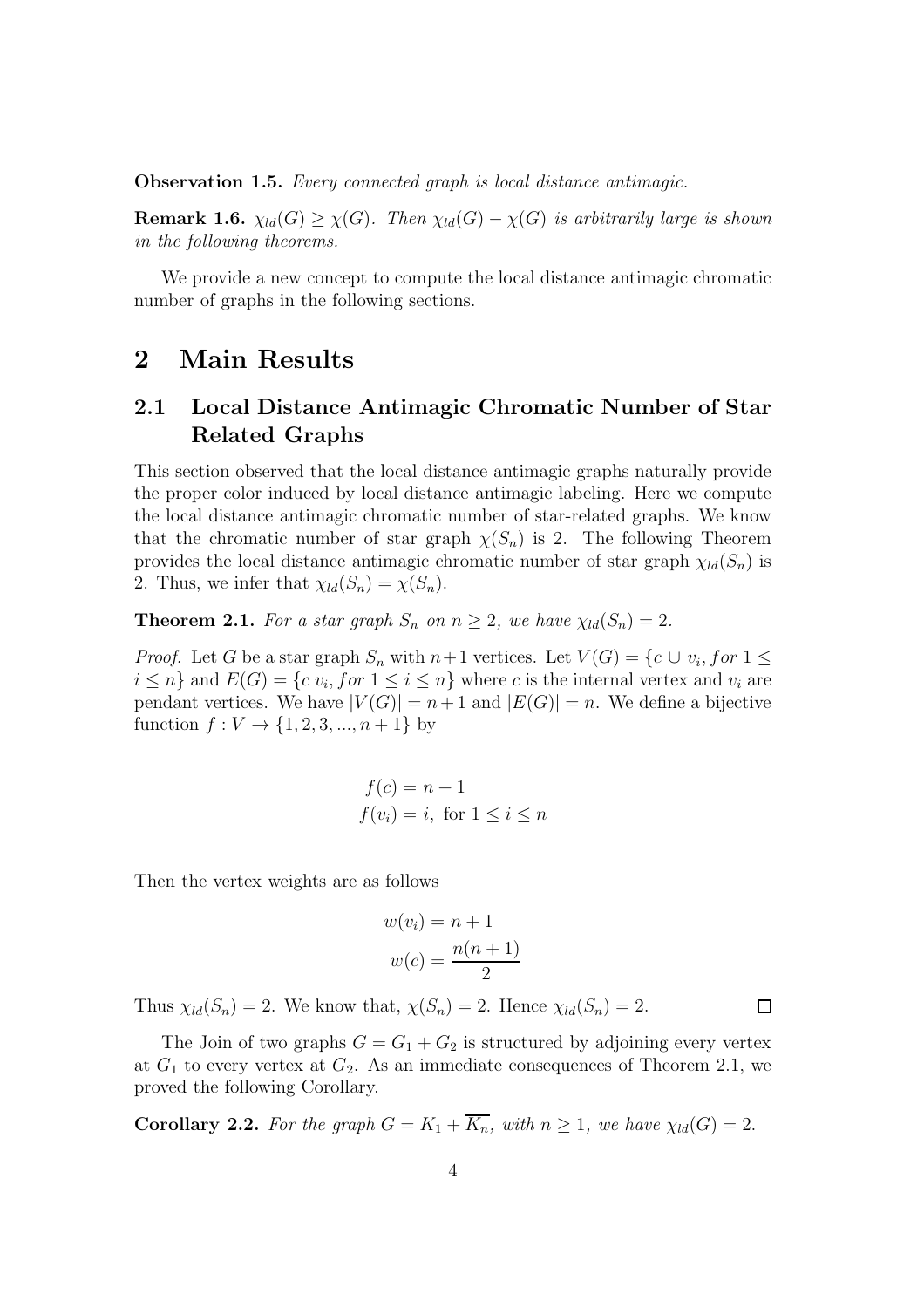**Observation 1.5.** *Every connected graph is local distance antimagic.*

**Remark 1.6.** *$\chi_{ld}(G) \geq \chi(G)$. Then $\chi_{ld}(G) - \chi(G)$ is arbitrarily large is shown in the following theorems.*

We provide a new concept to compute the local distance antimagic chromatic number of graphs in the following sections.

# 2 Main Results

## 2.1 Local Distance Antimagic Chromatic Number of Star Related Graphs

This section observed that the local distance antimagic graphs naturally provide the proper color induced by local distance antimagic labeling. Here we compute the local distance antimagic chromatic number of star-related graphs. We know that the chromatic number of star graph $\chi(S_n)$ is 2. The following Theorem provides the local distance antimagic chromatic number of star graph $\chi_{ld}(S_n)$ is 2. Thus, we infer that $\chi_{ld}(S_n) = \chi(S_n)$.

**Theorem 2.1.** *For a star graph $S_n$ on $n \geq 2$, we have $\chi_{ld}(S_n) = 2$.*

*Proof.* Let $G$ be a star graph $S_n$ with $n+1$ vertices. Let $V(G) = \{c \cup v_i, for\ 1 \leq i \leq n\}$ and $E(G) = \{c\ v_i, for\ 1 \leq i \leq n\}$ where $c$ is the internal vertex and $v_i$ are pendant vertices. We have $|V(G)| = n+1$ and $|E(G)| = n$. We define a bijective function $f : V \to \{1, 2, 3, ..., n+1\}$ by

$$f(c) = n + 1$$
$$f(v_i) = i, \text{ for } 1 \leq i \leq n$$

Then the vertex weights are as follows

$$w(v_i) = n + 1$$
$$w(c) = \frac{n(n+1)}{2}$$

Thus $\chi_{ld}(S_n) = 2$. We know that, $\chi(S_n) = 2$. Hence $\chi_{ld}(S_n) = 2$. $\square$

The Join of two graphs $G = G_1 + G_2$ is structured by adjoining every vertex at $G_1$ to every vertex at $G_2$. As an immediate consequences of Theorem 2.1, we proved the following Corollary.

**Corollary 2.2.** *For the graph $G = K_1 + \overline{K_n}$, with $n \geq 1$, we have $\chi_{ld}(G) = 2$.*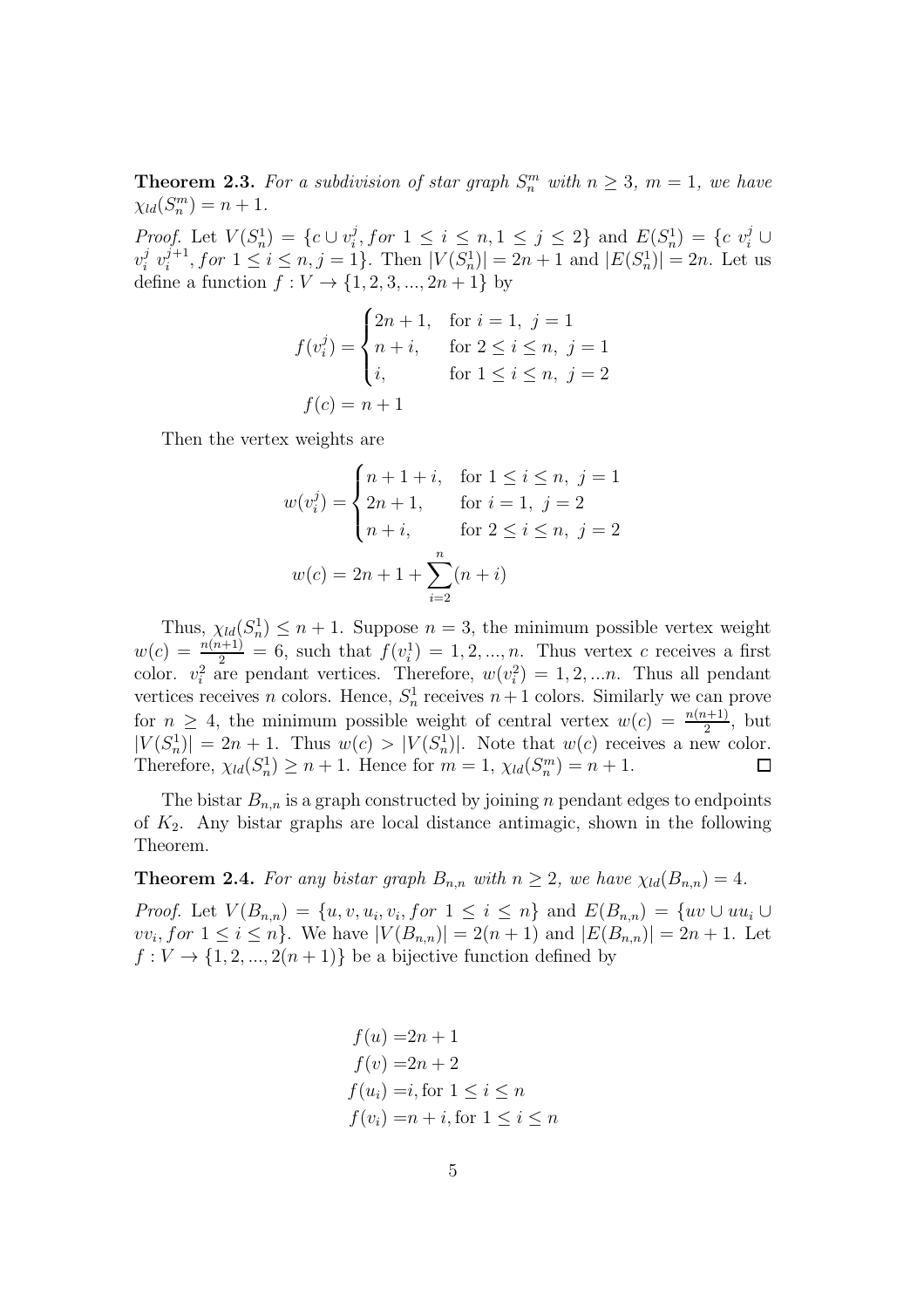**Theorem 2.3.** *For a subdivision of star graph $S_n^m$ with $n \geq 3$, $m = 1$, we have $\chi_{ld}(S_n^m) = n + 1$.*

*Proof.* Let $V(S_n^1) = \{c \cup v_i^j, for\ 1 \leq i \leq n, 1 \leq j \leq 2\}$ and $E(S_n^1) = \{c\ v_i^j \cup v_i^j\ v_i^{j+1}, for\ 1 \leq i \leq n, j = 1\}$. Then $|V(S_n^1)| = 2n + 1$ and $|E(S_n^1)| = 2n$. Let us define a function $f : V \to \{1, 2, 3, ..., 2n + 1\}$ by

$$f(v_i^j) = \begin{cases} 2n + 1, & \text{for } i = 1,\ j = 1 \\ n + i, & \text{for } 2 \leq i \leq n,\ j = 1 \\ i, & \text{for } 1 \leq i \leq n,\ j = 2 \end{cases}$$

$$f(c) = n + 1$$

Then the vertex weights are

$$w(v_i^j) = \begin{cases} n + 1 + i, & \text{for } 1 \leq i \leq n,\ j = 1 \\ 2n + 1, & \text{for } i = 1,\ j = 2 \\ n + i, & \text{for } 2 \leq i \leq n,\ j = 2 \end{cases}$$

$$w(c) = 2n + 1 + \sum_{i=2}^{n}(n + i)$$

Thus, $\chi_{ld}(S_n^1) \leq n + 1$. Suppose $n = 3$, the minimum possible vertex weight $w(c) = \frac{n(n+1)}{2} = 6$, such that $f(v_i^1) = 1, 2, ..., n$. Thus vertex $c$ receives a first color. $v_i^2$ are pendant vertices. Therefore, $w(v_i^2) = 1, 2, ...n$. Thus all pendant vertices receives $n$ colors. Hence, $S_n^1$ receives $n + 1$ colors. Similarly we can prove for $n \geq 4$, the minimum possible weight of central vertex $w(c) = \frac{n(n+1)}{2}$, but $|V(S_n^1)| = 2n + 1$. Thus $w(c) > |V(S_n^1)|$. Note that $w(c)$ receives a new color. Therefore, $\chi_{ld}(S_n^1) \geq n + 1$. Hence for $m = 1$, $\chi_{ld}(S_n^m) = n + 1$. ∎

The bistar $B_{n,n}$ is a graph constructed by joining $n$ pendant edges to endpoints of $K_2$. Any bistar graphs are local distance antimagic, shown in the following Theorem.

**Theorem 2.4.** *For any bistar graph $B_{n,n}$ with $n \geq 2$, we have $\chi_{ld}(B_{n,n}) = 4$.*

*Proof.* Let $V(B_{n,n}) = \{u, v, u_i, v_i, for\ 1 \leq i \leq n\}$ and $E(B_{n,n}) = \{uv \cup uu_i \cup vv_i, for\ 1 \leq i \leq n\}$. We have $|V(B_{n,n})| = 2(n + 1)$ and $|E(B_{n,n})| = 2n + 1$. Let $f : V \to \{1, 2, ..., 2(n + 1)\}$ be a bijective function defined by

$$\begin{aligned} f(u) &= 2n + 1 \\ f(v) &= 2n + 2 \\ f(u_i) &= i, \text{for } 1 \leq i \leq n \\ f(v_i) &= n + i, \text{for } 1 \leq i \leq n \end{aligned}$$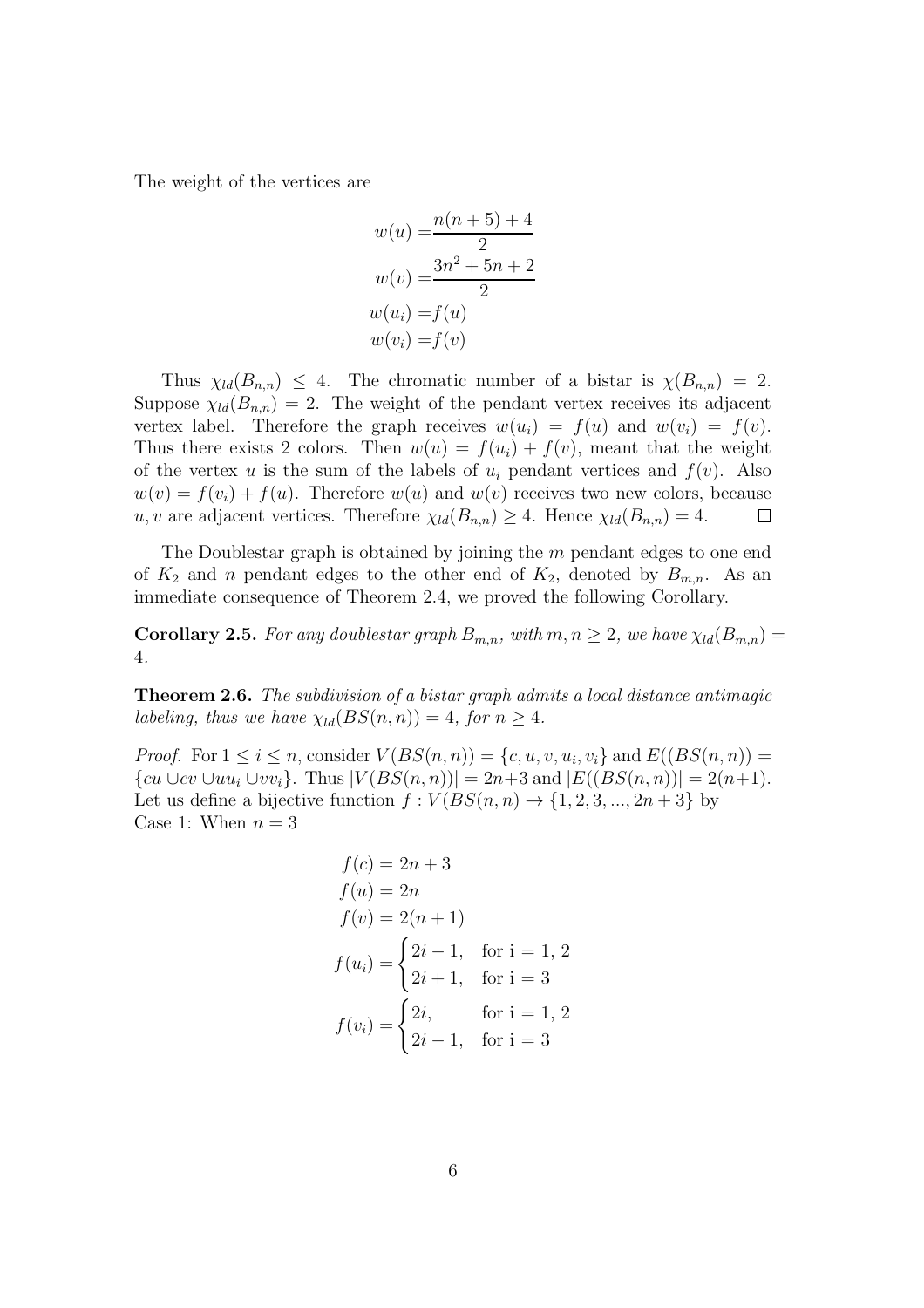The weight of the vertices are

$$
\begin{aligned}
w(u) =& \frac{n(n+5)+4}{2} \\
w(v) =& \frac{3n^2+5n+2}{2} \\
w(u_i) =& f(u) \\
w(v_i) =& f(v)
\end{aligned}
$$

Thus $\chi_{ld}(B_{n,n}) \leq 4$. The chromatic number of a bistar is $\chi(B_{n,n}) = 2$. Suppose $\chi_{ld}(B_{n,n}) = 2$. The weight of the pendant vertex receives its adjacent vertex label. Therefore the graph receives $w(u_i) = f(u)$ and $w(v_i) = f(v)$. Thus there exists 2 colors. Then $w(u) = f(u_i) + f(v)$, meant that the weight of the vertex $u$ is the sum of the labels of $u_i$ pendant vertices and $f(v)$. Also $w(v) = f(v_i) + f(u)$. Therefore $w(u)$ and $w(v)$ receives two new colors, because $u, v$ are adjacent vertices. Therefore $\chi_{ld}(B_{n,n}) \geq 4$. Hence $\chi_{ld}(B_{n,n}) = 4$. □

The Doublestar graph is obtained by joining the $m$ pendant edges to one end of $K_2$ and $n$ pendant edges to the other end of $K_2$, denoted by $B_{m,n}$. As an immediate consequence of Theorem 2.4, we proved the following Corollary.

**Corollary 2.5.** *For any doublestar graph $B_{m,n}$, with $m, n \geq 2$, we have $\chi_{ld}(B_{m,n}) = 4$.*

**Theorem 2.6.** *The subdivision of a bistar graph admits a local distance antimagic labeling, thus we have $\chi_{ld}(BS(n,n)) = 4$, for $n \geq 4$.*

*Proof.* For $1 \leq i \leq n$, consider $V(BS(n,n)) = \{c, u, v, u_i, v_i\}$ and $E((BS(n,n)) = \{cu \cup cv \cup uu_i \cup vv_i\}$. Thus $|V(BS(n,n))| = 2n+3$ and $|E((BS(n,n))| = 2(n+1)$. Let us define a bijective function $f : V(BS(n,n) \rightarrow \{1, 2, 3, ..., 2n+3\}$ by
Case 1: When $n = 3$

$$
\begin{aligned}
f(c) &= 2n+3 \\
f(u) &= 2n \\
f(v) &= 2(n+1) \\
f(u_i) &= \begin{cases} 2i-1, & \text{for i = 1, 2} \\ 2i+1, & \text{for i = 3} \end{cases} \\
f(v_i) &= \begin{cases} 2i, & \text{for i = 1, 2} \\ 2i-1, & \text{for i = 3} \end{cases}
\end{aligned}
$$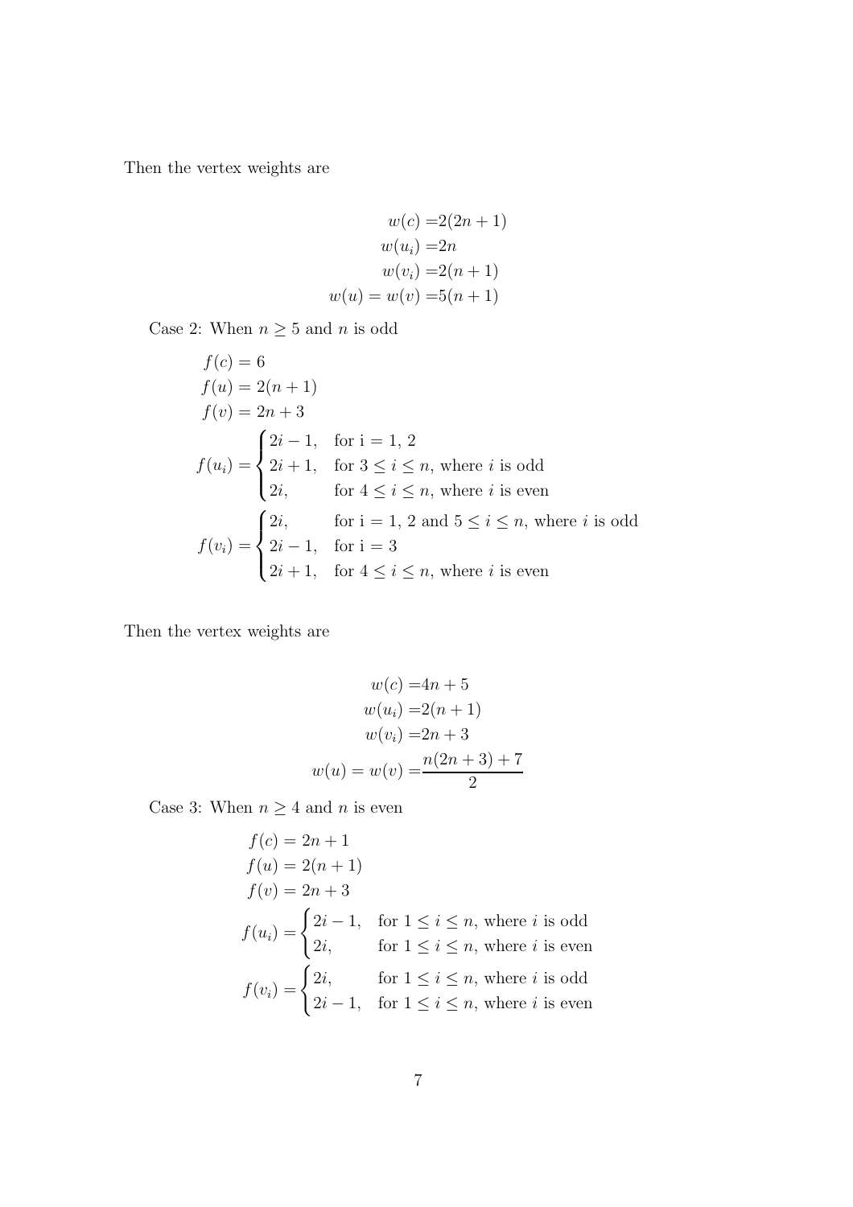Then the vertex weights are

$$
\begin{aligned}
w(c) &= 2(2n+1) \\
w(u_i) &= 2n \\
w(v_i) &= 2(n+1) \\
w(u) = w(v) &= 5(n+1)
\end{aligned}
$$

Case 2: When $n \geq 5$ and $n$ is odd

$$
\begin{aligned}
&f(c) = 6 \\
&f(u) = 2(n+1) \\
&f(v) = 2n+3 \\
&f(u_i) = \begin{cases} 2i-1, & \text{for i = 1, 2} \\ 2i+1, & \text{for } 3 \leq i \leq n, \text{ where } i \text{ is odd} \\ 2i, & \text{for } 4 \leq i \leq n, \text{ where } i \text{ is even} \end{cases} \\
&f(v_i) = \begin{cases} 2i, & \text{for i = 1, 2 and } 5 \leq i \leq n, \text{ where } i \text{ is odd} \\ 2i-1, & \text{for i = 3} \\ 2i+1, & \text{for } 4 \leq i \leq n, \text{ where } i \text{ is even} \end{cases}
\end{aligned}
$$

Then the vertex weights are

$$
\begin{aligned}
w(c) &= 4n+5 \\
w(u_i) &= 2(n+1) \\
w(v_i) &= 2n+3 \\
w(u) = w(v) &= \frac{n(2n+3)+7}{2}
\end{aligned}
$$

Case 3: When $n \geq 4$ and $n$ is even

$$
\begin{aligned}
&f(c) = 2n+1 \\
&f(u) = 2(n+1) \\
&f(v) = 2n+3 \\
&f(u_i) = \begin{cases} 2i-1, & \text{for } 1 \leq i \leq n, \text{ where } i \text{ is odd} \\ 2i, & \text{for } 1 \leq i \leq n, \text{ where } i \text{ is even} \end{cases} \\
&f(v_i) = \begin{cases} 2i, & \text{for } 1 \leq i \leq n, \text{ where } i \text{ is odd} \\ 2i-1, & \text{for } 1 \leq i \leq n, \text{ where } i \text{ is even} \end{cases}
\end{aligned}
$$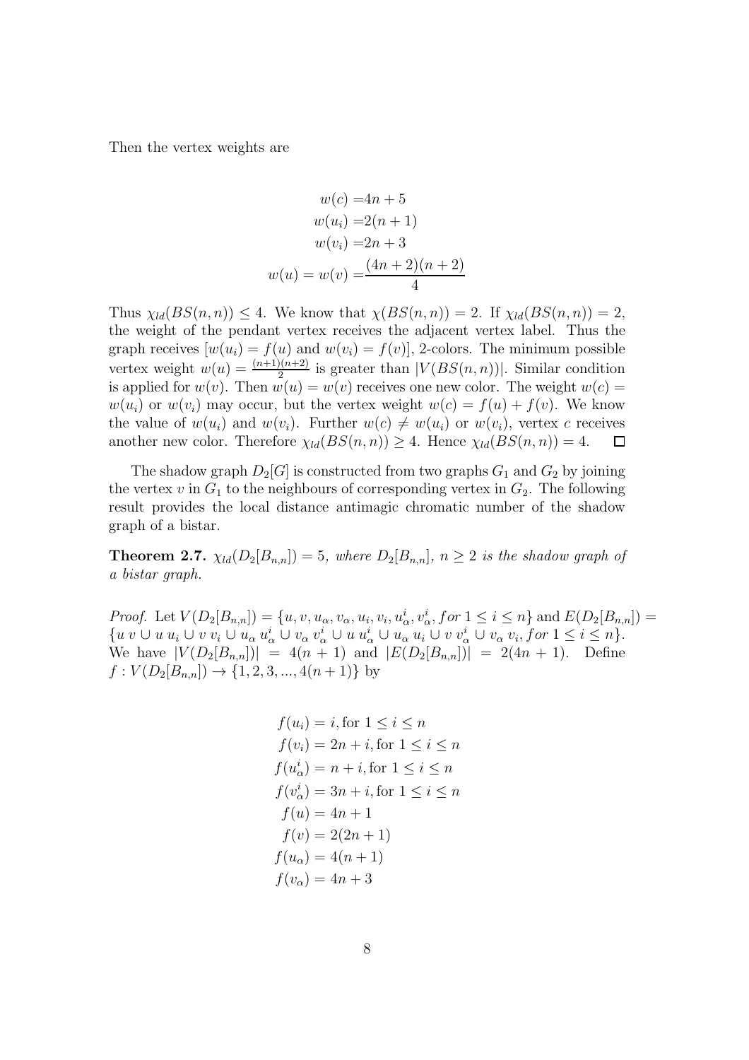Then the vertex weights are

$$\begin{aligned}
w(c) =& 4n + 5 \\
w(u_i) =& 2(n + 1) \\
w(v_i) =& 2n + 3 \\
w(u) = w(v) =& \frac{(4n + 2)(n + 2)}{4}
\end{aligned}$$

Thus $\chi_{ld}(BS(n, n)) \leq 4$. We know that $\chi(BS(n, n)) = 2$. If $\chi_{ld}(BS(n, n)) = 2$, the weight of the pendant vertex receives the adjacent vertex label. Thus the graph receives $[w(u_i) = f(u)$ and $w(v_i) = f(v)]$, 2-colors. The minimum possible vertex weight $w(u) = \frac{(n+1)(n+2)}{2}$ is greater than $|V(BS(n, n))|$. Similar condition is applied for $w(v)$. Then $w(u) = w(v)$ receives one new color. The weight $w(c) = w(u_i)$ or $w(v_i)$ may occur, but the vertex weight $w(c) = f(u) + f(v)$. We know the value of $w(u_i)$ and $w(v_i)$. Further $w(c) \neq w(u_i)$ or $w(v_i)$, vertex $c$ receives another new color. Therefore $\chi_{ld}(BS(n, n)) \geq 4$. Hence $\chi_{ld}(BS(n, n)) = 4$. $\square$

The shadow graph $D_2[G]$ is constructed from two graphs $G_1$ and $G_2$ by joining the vertex $v$ in $G_1$ to the neighbours of corresponding vertex in $G_2$. The following result provides the local distance antimagic chromatic number of the shadow graph of a bistar.

**Theorem 2.7.** *$\chi_{ld}(D_2[B_{n,n}]) = 5$, where $D_2[B_{n,n}]$, $n \geq 2$ is the shadow graph of a bistar graph.*

*Proof.* Let $V(D_2[B_{n,n}]) = \{u, v, u_\alpha, v_\alpha, u_i, v_i, u^i_\alpha, v^i_\alpha, for\ 1 \leq i \leq n\}$ and $E(D_2[B_{n,n}]) = \{u\,v \cup u\,u_i \cup v\,v_i \cup u_\alpha\,u^i_\alpha \cup v_\alpha\,v^i_\alpha \cup u\,u^i_\alpha \cup u_\alpha\,u_i \cup v\,v^i_\alpha \cup v_\alpha\,v_i, for\ 1 \leq i \leq n\}$. We have $|V(D_2[B_{n,n}])| = 4(n + 1)$ and $|E(D_2[B_{n,n}])| = 2(4n + 1)$. Define $f : V(D_2[B_{n,n}]) \to \{1, 2, 3, ..., 4(n + 1)\}$ by

$$\begin{aligned}
f(u_i) &= i, \text{for } 1 \leq i \leq n \\
f(v_i) &= 2n + i, \text{for } 1 \leq i \leq n \\
f(u^i_\alpha) &= n + i, \text{for } 1 \leq i \leq n \\
f(v^i_\alpha) &= 3n + i, \text{for } 1 \leq i \leq n \\
f(u) &= 4n + 1 \\
f(v) &= 2(2n + 1) \\
f(u_\alpha) &= 4(n + 1) \\
f(v_\alpha) &= 4n + 3
\end{aligned}$$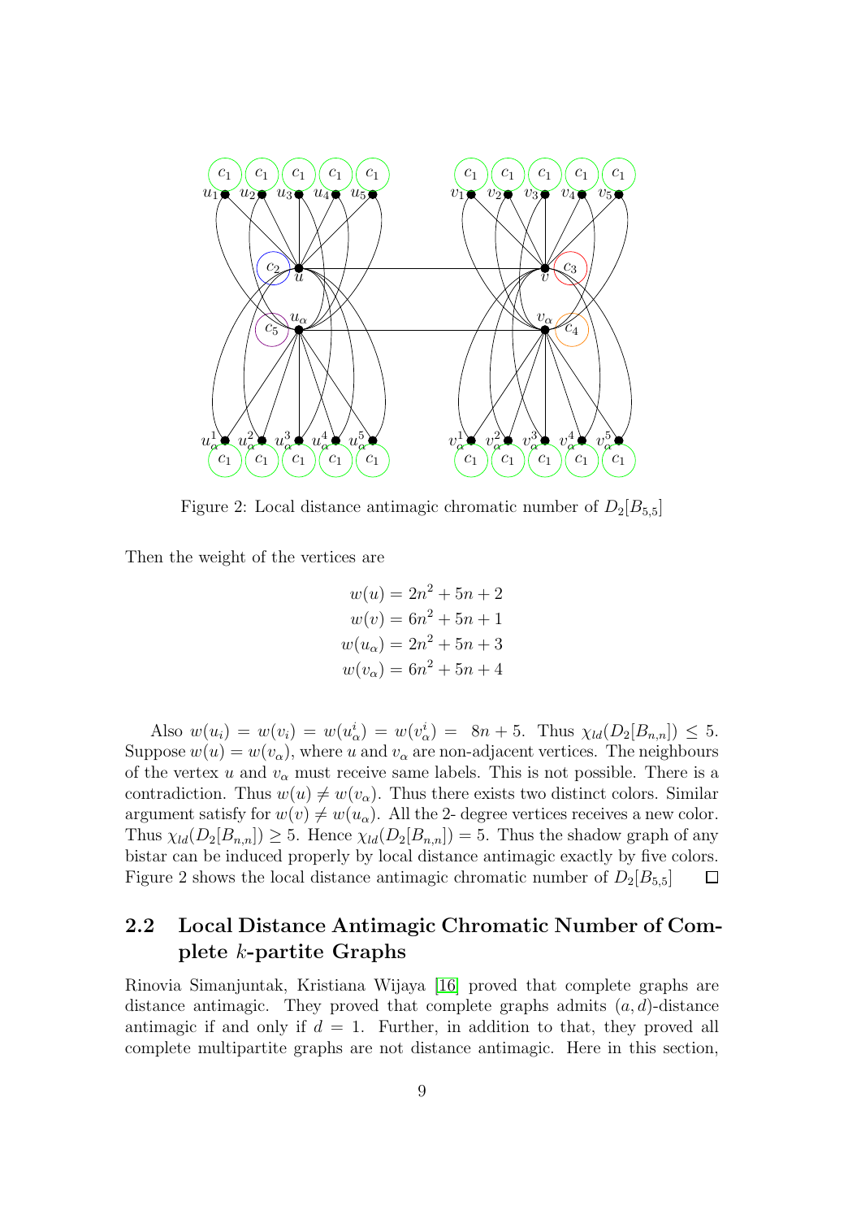Figure 2: Local distance antimagic chromatic number of $D_2[B_{5,5}]$

Then the weight of the vertices are

$$
\begin{aligned}
w(u) &= 2n^2 + 5n + 2 \\
w(v) &= 6n^2 + 5n + 1 \\
w(u_\alpha) &= 2n^2 + 5n + 3 \\
w(v_\alpha) &= 6n^2 + 5n + 4
\end{aligned}
$$

Also $w(u_i) = w(v_i) = w(u_\alpha^i) = w(v_\alpha^i) = 8n + 5$. Thus $\chi_{ld}(D_2[B_{n,n}]) \leq 5$. Suppose $w(u) = w(v_\alpha)$, where $u$ and $v_\alpha$ are non-adjacent vertices. The neighbours of the vertex $u$ and $v_\alpha$ must receive same labels. This is not possible. There is a contradiction. Thus $w(u) \neq w(v_\alpha)$. Thus there exists two distinct colors. Similar argument satisfy for $w(v) \neq w(u_\alpha)$. All the 2- degree vertices receives a new color. Thus $\chi_{ld}(D_2[B_{n,n}]) \geq 5$. Hence $\chi_{ld}(D_2[B_{n,n}]) = 5$. Thus the shadow graph of any bistar can be induced properly by local distance antimagic exactly by five colors. Figure 2 shows the local distance antimagic chromatic number of $D_2[B_{5,5}]$ □

## 2.2 Local Distance Antimagic Chromatic Number of Complete $k$-partite Graphs

Rinovia Simanjuntak, Kristiana Wijaya [16] proved that complete graphs are distance antimagic. They proved that complete graphs admits $(a, d)$-distance antimagic if and only if $d = 1$. Further, in addition to that, they proved all complete multipartite graphs are not distance antimagic. Here in this section,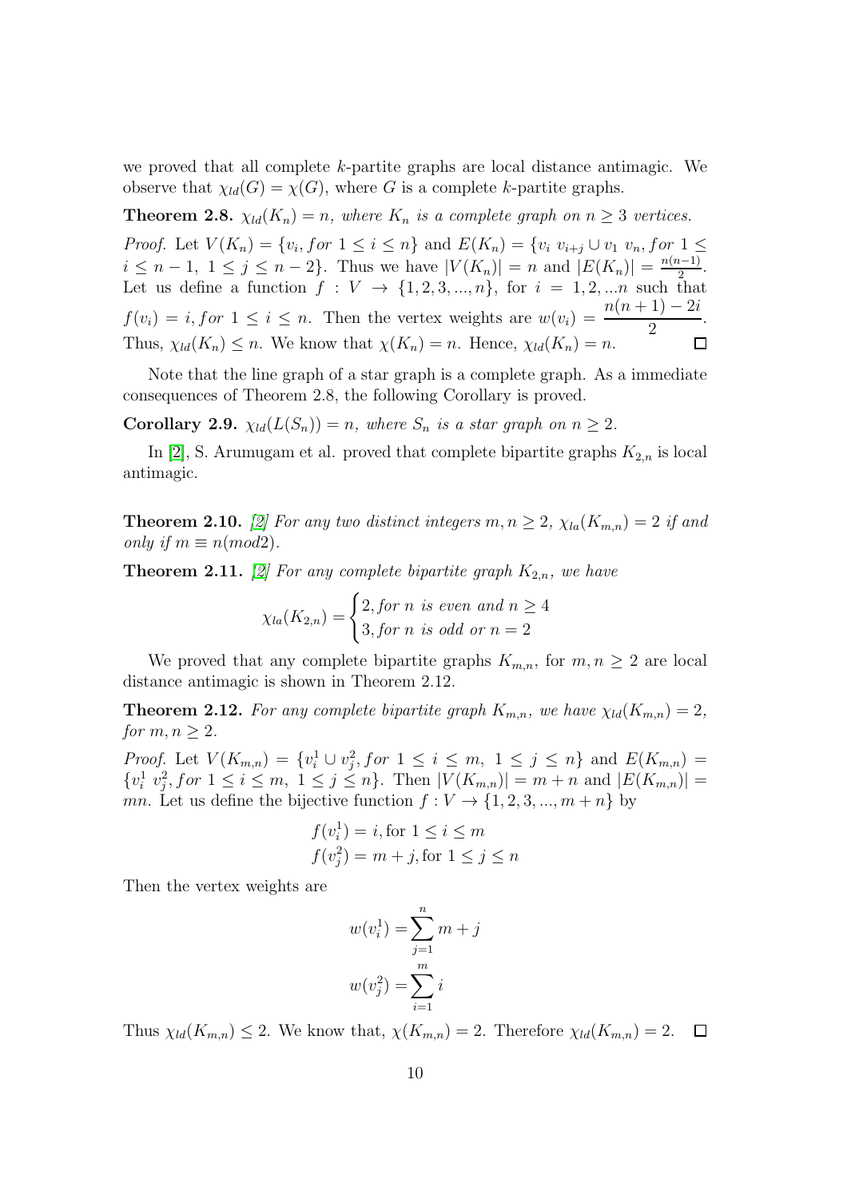we proved that all complete $k$-partite graphs are local distance antimagic. We observe that $\chi_{ld}(G) = \chi(G)$, where $G$ is a complete $k$-partite graphs.

**Theorem 2.8.** *$\chi_{ld}(K_n) = n$, where $K_n$ is a complete graph on $n \geq 3$ vertices.*

*Proof.* Let $V(K_n) = \{v_i, for\ 1 \leq i \leq n\}$ and $E(K_n) = \{v_i\ v_{i+j} \cup v_1\ v_n, for\ 1 \leq i \leq n-1,\ 1 \leq j \leq n-2\}$. Thus we have $|V(K_n)| = n$ and $|E(K_n)| = \frac{n(n-1)}{2}$. Let us define a function $f : V \to \{1, 2, 3, ..., n\}$, for $i = 1, 2, ...n$ such that $f(v_i) = i, for\ 1 \leq i \leq n$. Then the vertex weights are $w(v_i) = \dfrac{n(n+1) - 2i}{2}$. Thus, $\chi_{ld}(K_n) \leq n$. We know that $\chi(K_n) = n$. Hence, $\chi_{ld}(K_n) = n$. □

Note that the line graph of a star graph is a complete graph. As a immediate consequences of Theorem 2.8, the following Corollary is proved.

**Corollary 2.9.** *$\chi_{ld}(L(S_n)) = n$, where $S_n$ is a star graph on $n \geq 2$.*

In [2], S. Arumugam et al. proved that complete bipartite graphs $K_{2,n}$ is local antimagic.

**Theorem 2.10.** *[2] For any two distinct integers $m, n \geq 2$, $\chi_{la}(K_{m,n}) = 2$ if and only if $m \equiv n(mod 2)$.*

**Theorem 2.11.** *[2] For any complete bipartite graph $K_{2,n}$, we have*

$$\chi_{la}(K_{2,n}) = \begin{cases} 2, for\ n\ is\ even\ and\ n \geq 4 \\ 3, for\ n\ is\ odd\ or\ n = 2 \end{cases}$$

We proved that any complete bipartite graphs $K_{m,n}$, for $m, n \geq 2$ are local distance antimagic is shown in Theorem 2.12.

**Theorem 2.12.** *For any complete bipartite graph $K_{m,n}$, we have $\chi_{ld}(K_{m,n}) = 2$, for $m, n \geq 2$.*

*Proof.* Let $V(K_{m,n}) = \{v_i^1 \cup v_j^2, for\ 1 \leq i \leq m,\ 1 \leq j \leq n\}$ and $E(K_{m,n}) = \{v_i^1\ v_j^2, for\ 1 \leq i \leq m,\ 1 \leq j \leq n\}$. Then $|V(K_{m,n})| = m + n$ and $|E(K_{m,n})| = mn$. Let us define the bijective function $f : V \to \{1, 2, 3, ..., m+n\}$ by

$$f(v_i^1) = i, \text{for } 1 \leq i \leq m$$
$$f(v_j^2) = m + j, \text{for } 1 \leq j \leq n$$

Then the vertex weights are

$$w(v_i^1) = \sum_{j=1}^{n} m + j$$
$$w(v_j^2) = \sum_{i=1}^{m} i$$

Thus $\chi_{ld}(K_{m,n}) \leq 2$. We know that, $\chi(K_{m,n}) = 2$. Therefore $\chi_{ld}(K_{m,n}) = 2$. □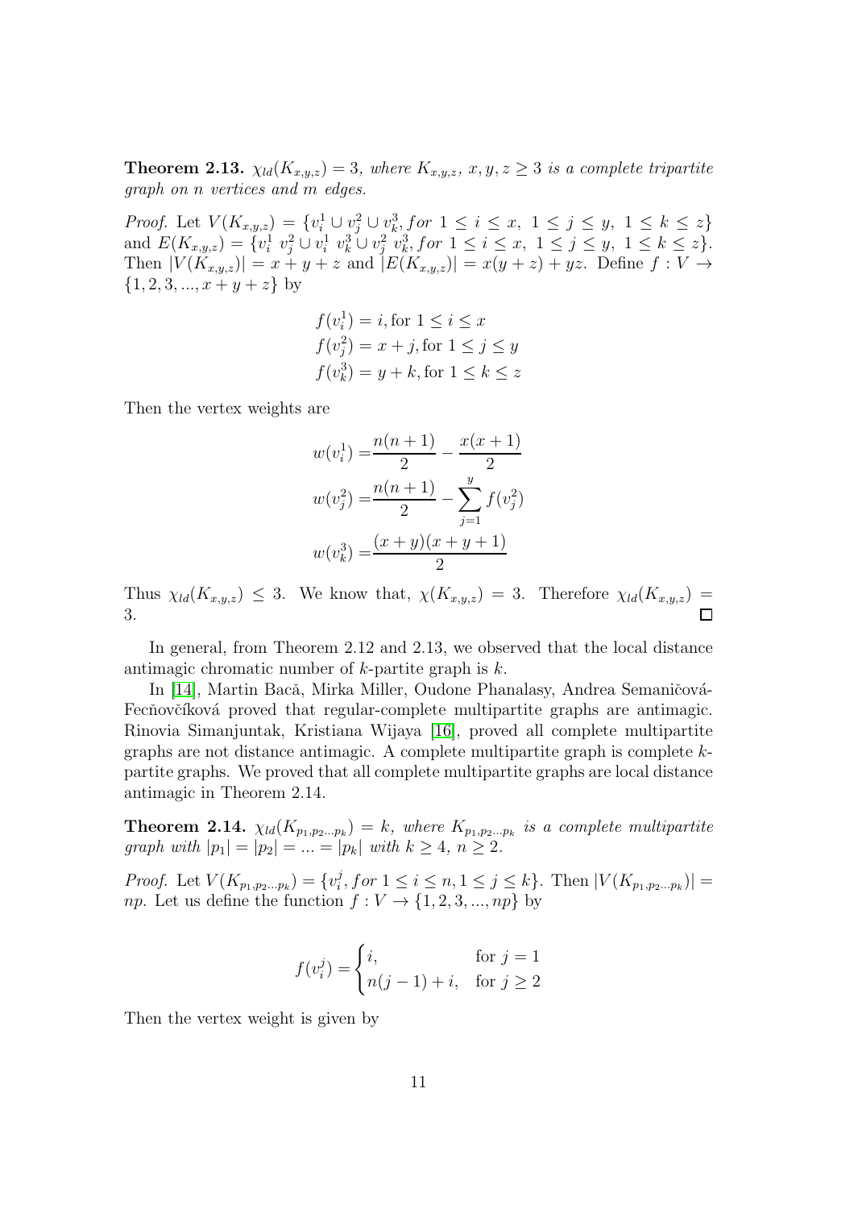**Theorem 2.13.** *$\chi_{ld}(K_{x,y,z}) = 3$, where $K_{x,y,z}$, $x, y, z \geq 3$ is a complete tripartite graph on $n$ vertices and $m$ edges.*

*Proof.* Let $V(K_{x,y,z}) = \{v_i^1 \cup v_j^2 \cup v_k^3, for\ 1 \leq i \leq x,\ 1 \leq j \leq y,\ 1 \leq k \leq z\}$ and $E(K_{x,y,z}) = \{v_i^1\ v_j^2 \cup v_i^1\ v_k^3 \cup v_j^2\ v_k^3, for\ 1 \leq i \leq x,\ 1 \leq j \leq y,\ 1 \leq k \leq z\}$. Then $|V(K_{x,y,z})| = x + y + z$ and $|E(K_{x,y,z})| = x(y+z) + yz$. Define $f : V \to \{1, 2, 3, ..., x + y + z\}$ by

$$
\begin{aligned}
f(v_i^1) &= i, \text{for } 1 \leq i \leq x \\
f(v_j^2) &= x + j, \text{for } 1 \leq j \leq y \\
f(v_k^3) &= y + k, \text{for } 1 \leq k \leq z
\end{aligned}
$$

Then the vertex weights are

$$
\begin{aligned}
w(v_i^1) =& \frac{n(n+1)}{2} - \frac{x(x+1)}{2} \\
w(v_j^2) =& \frac{n(n+1)}{2} - \sum_{j=1}^{y} f(v_j^2) \\
w(v_k^3) =& \frac{(x+y)(x+y+1)}{2}
\end{aligned}
$$

Thus $\chi_{ld}(K_{x,y,z}) \leq 3$. We know that, $\chi(K_{x,y,z}) = 3$. Therefore $\chi_{ld}(K_{x,y,z}) = 3$. □

In general, from Theorem 2.12 and 2.13, we observed that the local distance antimagic chromatic number of $k$-partite graph is $k$.

In [14], Martin Baca, Mirka Miller, Oudone Phanalasy, Andrea Semaničová-Fecňovčíková proved that regular-complete multipartite graphs are antimagic. Rinovia Simanjuntak, Kristiana Wijaya [16], proved all complete multipartite graphs are not distance antimagic. A complete multipartite graph is complete $k$-partite graphs. We proved that all complete multipartite graphs are local distance antimagic in Theorem 2.14.

**Theorem 2.14.** *$\chi_{ld}(K_{p_1,p_2...p_k}) = k$, where $K_{p_1,p_2...p_k}$ is a complete multipartite graph with $|p_1| = |p_2| = ... = |p_k|$ with $k \geq 4$, $n \geq 2$.*

*Proof.* Let $V(K_{p_1,p_2...p_k}) = \{v_i^j, for\ 1 \leq i \leq n, 1 \leq j \leq k\}$. Then $|V(K_{p_1,p_2...p_k})| = np$. Let us define the function $f : V \to \{1, 2, 3, ..., np\}$ by

$$
f(v_i^j) = \begin{cases} i, & \text{for } j = 1 \\ n(j-1) + i, & \text{for } j \geq 2 \end{cases}
$$

Then the vertex weight is given by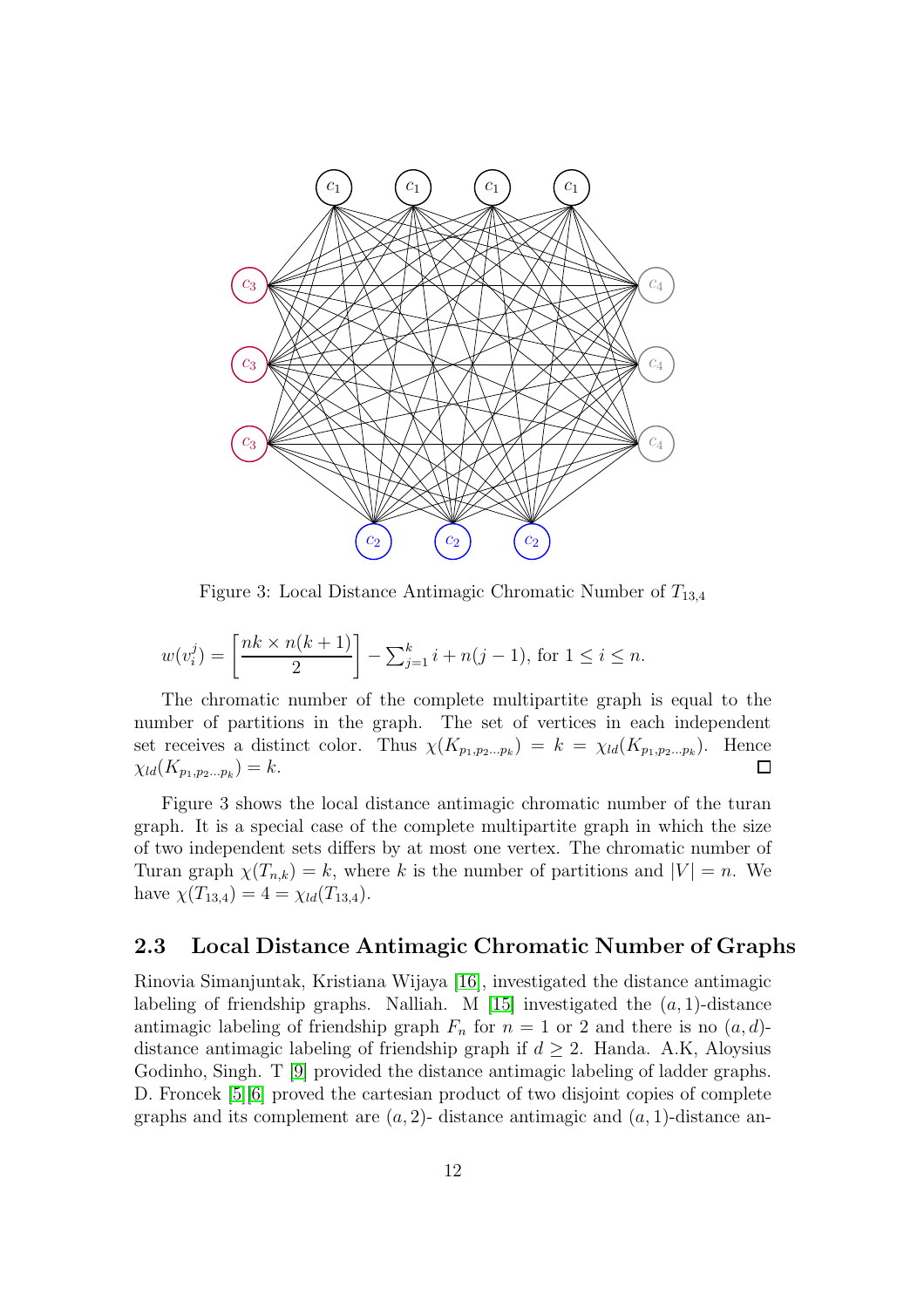Figure 3: Local Distance Antimagic Chromatic Number of $T_{13,4}$

$w(v_i^j) = \left[\dfrac{nk \times n(k+1)}{2}\right] - \sum_{j=1}^{k} i + n(j-1)$, for $1 \leq i \leq n$.

The chromatic number of the complete multipartite graph is equal to the number of partitions in the graph. The set of vertices in each independent set receives a distinct color. Thus $\chi(K_{p_1,p_2...p_k}) = k = \chi_{ld}(K_{p_1,p_2...p_k})$. Hence $\chi_{ld}(K_{p_1,p_2...p_k}) = k$. □

Figure 3 shows the local distance antimagic chromatic number of the turan graph. It is a special case of the complete multipartite graph in which the size of two independent sets differs by at most one vertex. The chromatic number of Turan graph $\chi(T_{n,k}) = k$, where $k$ is the number of partitions and $|V| = n$. We have $\chi(T_{13,4}) = 4 = \chi_{ld}(T_{13,4})$.

### 2.3 Local Distance Antimagic Chromatic Number of Graphs

Rinovia Simanjuntak, Kristiana Wijaya [16], investigated the distance antimagic labeling of friendship graphs. Nalliah. M [15] investigated the $(a, 1)$-distance antimagic labeling of friendship graph $F_n$ for $n = 1$ or $2$ and there is no $(a, d)$-distance antimagic labeling of friendship graph if $d \geq 2$. Handa. A.K, Aloysius Godinho, Singh. T [9] provided the distance antimagic labeling of ladder graphs. D. Froncek [5][6] proved the cartesian product of two disjoint copies of complete graphs and its complement are $(a, 2)$- distance antimagic and $(a, 1)$-distance an-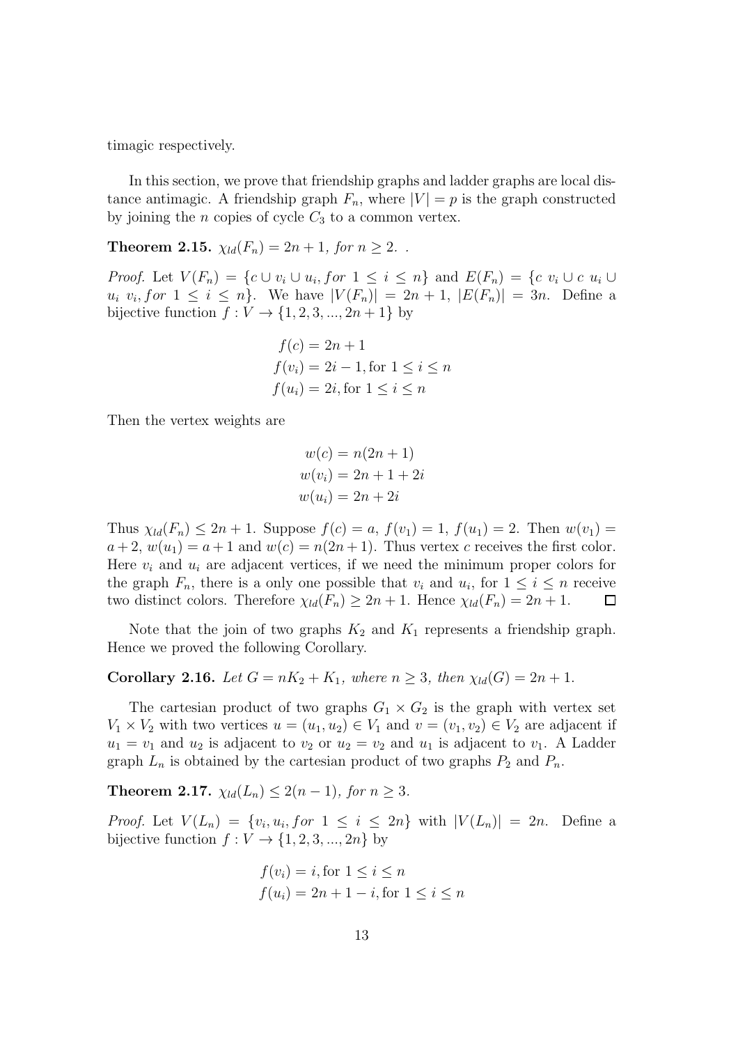timagic respectively.

In this section, we prove that friendship graphs and ladder graphs are local distance antimagic. A friendship graph $F_n$, where $|V| = p$ is the graph constructed by joining the $n$ copies of cycle $C_3$ to a common vertex.

**Theorem 2.15.** *$\chi_{ld}(F_n) = 2n + 1$, for $n \geq 2$. .*

*Proof.* Let $V(F_n) = \{c \cup v_i \cup u_i, for\ 1 \leq i \leq n\}$ and $E(F_n) = \{c\ v_i \cup c\ u_i \cup u_i\ v_i, for\ 1 \leq i \leq n\}$. We have $|V(F_n)| = 2n + 1$, $|E(F_n)| = 3n$. Define a bijective function $f : V \rightarrow \{1, 2, 3, ..., 2n + 1\}$ by

$$
\begin{aligned}
f(c) &= 2n + 1 \\
f(v_i) &= 2i - 1, \text{for } 1 \leq i \leq n \\
f(u_i) &= 2i, \text{for } 1 \leq i \leq n
\end{aligned}
$$

Then the vertex weights are

$$
\begin{aligned}
w(c) &= n(2n + 1) \\
w(v_i) &= 2n + 1 + 2i \\
w(u_i) &= 2n + 2i
\end{aligned}
$$

Thus $\chi_{ld}(F_n) \leq 2n + 1$. Suppose $f(c) = a$, $f(v_1) = 1$, $f(u_1) = 2$. Then $w(v_1) = a + 2$, $w(u_1) = a + 1$ and $w(c) = n(2n + 1)$. Thus vertex $c$ receives the first color. Here $v_i$ and $u_i$ are adjacent vertices, if we need the minimum proper colors for the graph $F_n$, there is a only one possible that $v_i$ and $u_i$, for $1 \leq i \leq n$ receive two distinct colors. Therefore $\chi_{ld}(F_n) \geq 2n + 1$. Hence $\chi_{ld}(F_n) = 2n + 1$. $\square$

Note that the join of two graphs $K_2$ and $K_1$ represents a friendship graph. Hence we proved the following Corollary.

**Corollary 2.16.** *Let $G = nK_2 + K_1$, where $n \geq 3$, then $\chi_{ld}(G) = 2n + 1$.*

The cartesian product of two graphs $G_1 \times G_2$ is the graph with vertex set $V_1 \times V_2$ with two vertices $u = (u_1, u_2) \in V_1$ and $v = (v_1, v_2) \in V_2$ are adjacent if $u_1 = v_1$ and $u_2$ is adjacent to $v_2$ or $u_2 = v_2$ and $u_1$ is adjacent to $v_1$. A Ladder graph $L_n$ is obtained by the cartesian product of two graphs $P_2$ and $P_n$.

**Theorem 2.17.** *$\chi_{ld}(L_n) \leq 2(n - 1)$, for $n \geq 3$.*

*Proof.* Let $V(L_n) = \{v_i, u_i, for\ 1 \leq i \leq 2n\}$ with $|V(L_n)| = 2n$. Define a bijective function $f : V \rightarrow \{1, 2, 3, ..., 2n\}$ by

$$
\begin{aligned}
f(v_i) &= i, \text{for } 1 \leq i \leq n \\
f(u_i) &= 2n + 1 - i, \text{for } 1 \leq i \leq n
\end{aligned}
$$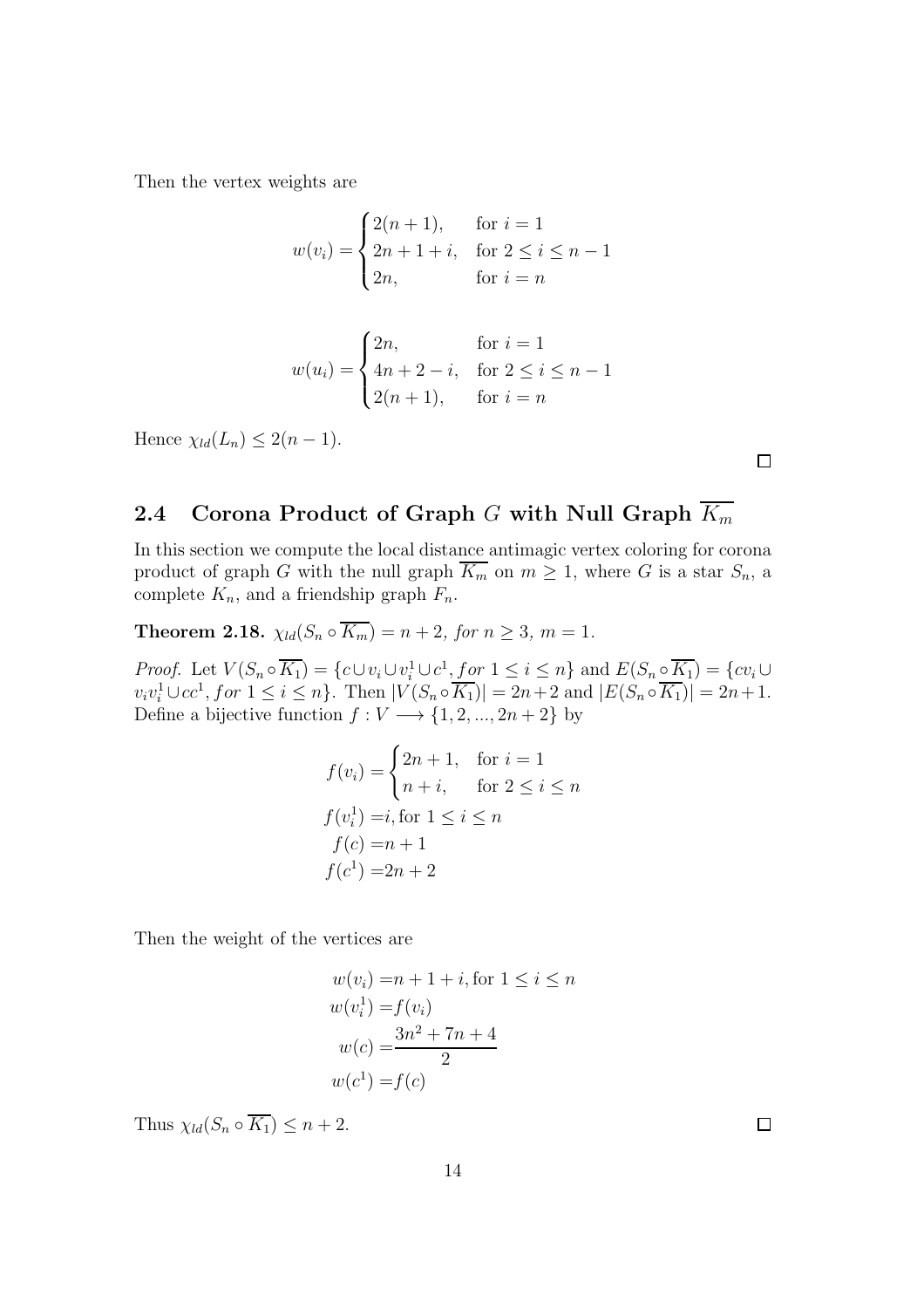Then the vertex weights are

$$w(v_i) = \begin{cases} 2(n+1), & \text{for } i = 1 \\ 2n+1+i, & \text{for } 2 \leq i \leq n-1 \\ 2n, & \text{for } i = n \end{cases}$$

$$w(u_i) = \begin{cases} 2n, & \text{for } i = 1 \\ 4n+2-i, & \text{for } 2 \leq i \leq n-1 \\ 2(n+1), & \text{for } i = n \end{cases}$$

Hence $\chi_{ld}(L_n) \leq 2(n-1)$. □

## 2.4 Corona Product of Graph $G$ with Null Graph $\overline{K_m}$

In this section we compute the local distance antimagic vertex coloring for corona product of graph $G$ with the null graph $\overline{K_m}$ on $m \geq 1$, where $G$ is a star $S_n$, a complete $K_n$, and a friendship graph $F_n$.

**Theorem 2.18.** *$\chi_{ld}(S_n \circ \overline{K_m}) = n+2$, for $n \geq 3$, $m = 1$.*

*Proof.* Let $V(S_n \circ \overline{K_1}) = \{c \cup v_i \cup v_i^1 \cup c^1, for\ 1 \leq i \leq n\}$ and $E(S_n \circ \overline{K_1}) = \{cv_i \cup v_i v_i^1 \cup cc^1, for\ 1 \leq i \leq n\}$. Then $|V(S_n \circ \overline{K_1})| = 2n+2$ and $|E(S_n \circ \overline{K_1})| = 2n+1$. Define a bijective function $f : V \longrightarrow \{1, 2, ..., 2n+2\}$ by

$$f(v_i) = \begin{cases} 2n+1, & \text{for } i = 1 \\ n+i, & \text{for } 2 \leq i \leq n \end{cases}$$

$$f(v_i^1) = i, \text{for } 1 \leq i \leq n$$

$$f(c) = n+1$$

$$f(c^1) = 2n+2$$

Then the weight of the vertices are

$$w(v_i) = n+1+i, \text{for } 1 \leq i \leq n$$

$$w(v_i^1) = f(v_i)$$

$$w(c) = \frac{3n^2+7n+4}{2}$$

$$w(c^1) = f(c)$$

Thus $\chi_{ld}(S_n \circ \overline{K_1}) \leq n+2$. □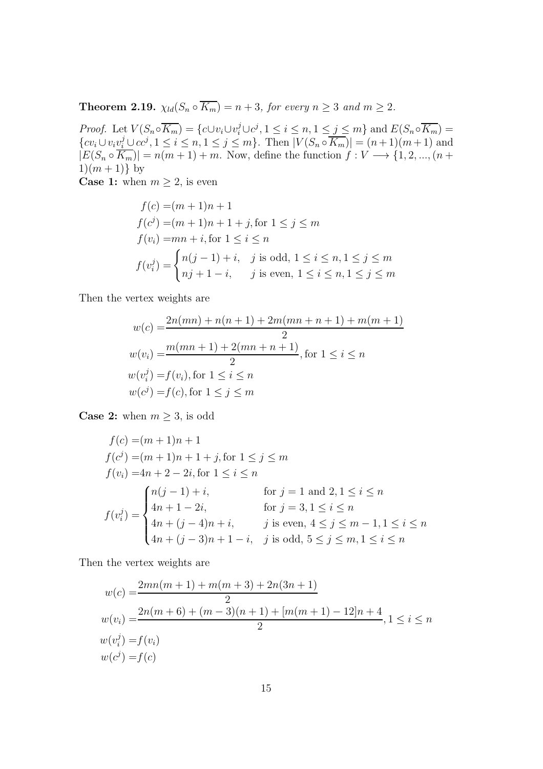**Theorem 2.19.** $\chi_{ld}(S_n \circ \overline{K_m}) = n+3$*, for every* $n \geq 3$ *and* $m \geq 2$.

*Proof.* Let $V(S_n \circ \overline{K_m}) = \{c \cup v_i \cup v_i^j \cup c^j, 1 \leq i \leq n, 1 \leq j \leq m\}$ and $E(S_n \circ \overline{K_m}) = \{cv_i \cup v_i v_i^j \cup cc^j, 1 \leq i \leq n, 1 \leq j \leq m\}$. Then $|V(S_n \circ \overline{K_m})| = (n+1)(m+1)$ and $|E(S_n \circ \overline{K_m})| = n(m+1) + m$. Now, define the function $f : V \longrightarrow \{1, 2, ..., (n+1)(m+1)\}$ by

**Case 1:** when $m \geq 2$, is even

$$
\begin{aligned}
f(c) =& (m+1)n + 1 \\
f(c^j) =& (m+1)n + 1 + j, \text{for } 1 \leq j \leq m \\
f(v_i) =& mn + i, \text{for } 1 \leq i \leq n \\
f(v_i^j) =& \begin{cases} n(j-1) + i, & j \text{ is odd, } 1 \leq i \leq n, 1 \leq j \leq m \\ nj + 1 - i, & j \text{ is even, } 1 \leq i \leq n, 1 \leq j \leq m \end{cases}
\end{aligned}
$$

Then the vertex weights are

$$
\begin{aligned}
w(c) =& \frac{2n(mn) + n(n+1) + 2m(mn+n+1) + m(m+1)}{2} \\
w(v_i) =& \frac{m(mn+1) + 2(mn+n+1)}{2}, \text{for } 1 \leq i \leq n \\
w(v_i^j) =& f(v_i), \text{for } 1 \leq i \leq n \\
w(c^j) =& f(c), \text{for } 1 \leq j \leq m
\end{aligned}
$$

**Case 2:** when $m \geq 3$, is odd

$$
\begin{aligned}
f(c) =& (m+1)n + 1 \\
f(c^j) =& (m+1)n + 1 + j, \text{for } 1 \leq j \leq m \\
f(v_i) =& 4n + 2 - 2i, \text{for } 1 \leq i \leq n \\
f(v_i^j) =& \begin{cases} n(j-1) + i, & \text{for } j = 1 \text{ and } 2, 1 \leq i \leq n \\ 4n + 1 - 2i, & \text{for } j = 3, 1 \leq i \leq n \\ 4n + (j-4)n + i, & j \text{ is even, } 4 \leq j \leq m-1, 1 \leq i \leq n \\ 4n + (j-3)n + 1 - i, & j \text{ is odd, } 5 \leq j \leq m, 1 \leq i \leq n \end{cases}
\end{aligned}
$$

Then the vertex weights are

$$
\begin{aligned}
w(c) =& \frac{2mn(m+1) + m(m+3) + 2n(3n+1)}{2} \\
w(v_i) =& \frac{2n(m+6) + (m-3)(n+1) + [m(m+1) - 12]n + 4}{2}, 1 \leq i \leq n \\
w(v_i^j) =& f(v_i) \\
w(c^j) =& f(c)
\end{aligned}
$$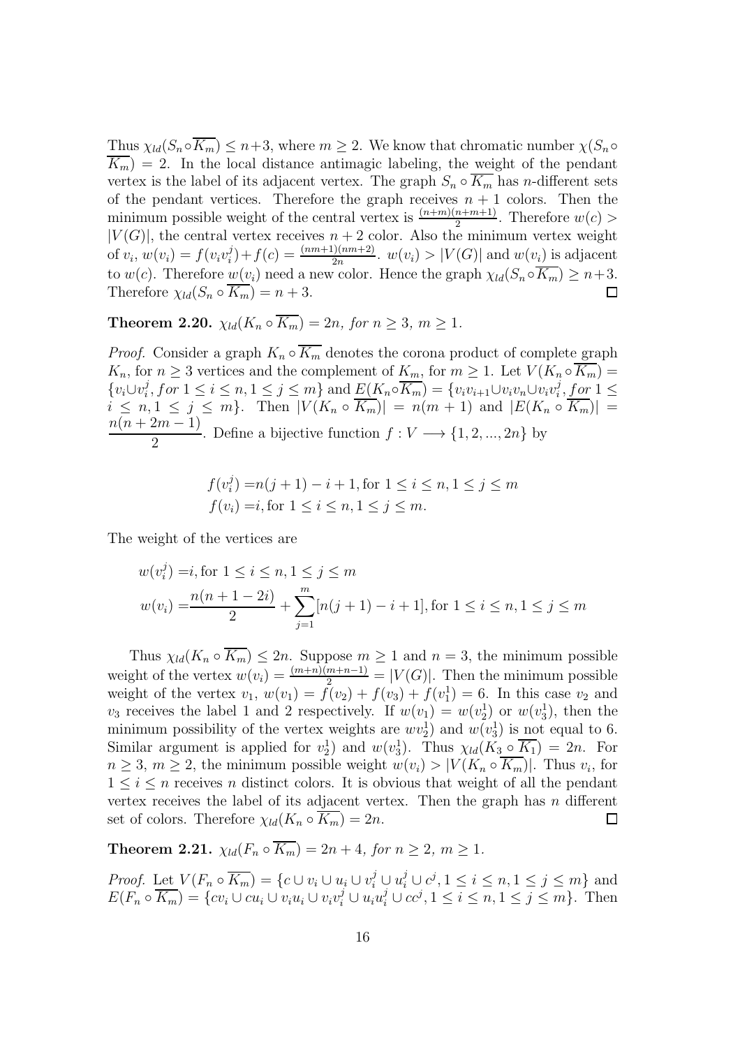Thus $\chi_{ld}(S_n \circ \overline{K_m}) \leq n+3$, where $m \geq 2$. We know that chromatic number $\chi(S_n \circ \overline{K_m}) = 2$. In the local distance antimagic labeling, the weight of the pendant vertex is the label of its adjacent vertex. The graph $S_n \circ \overline{K_m}$ has $n$-different sets of the pendant vertices. Therefore the graph receives $n+1$ colors. Then the minimum possible weight of the central vertex is $\frac{(n+m)(n+m+1)}{2}$. Therefore $w(c) > |V(G)|$, the central vertex receives $n+2$ color. Also the minimum vertex weight of $v_i$, $w(v_i) = f(v_i v_i^j) + f(c) = \frac{(nm+1)(nm+2)}{2n}$. $w(v_i) > |V(G)|$ and $w(v_i)$ is adjacent to $w(c)$. Therefore $w(v_i)$ need a new color. Hence the graph $\chi_{ld}(S_n \circ \overline{K_m}) \geq n+3$. Therefore $\chi_{ld}(S_n \circ \overline{K_m}) = n+3$. □

**Theorem 2.20.** *$\chi_{ld}(K_n \circ \overline{K_m}) = 2n$, for $n \geq 3$, $m \geq 1$.*

*Proof.* Consider a graph $K_n \circ \overline{K_m}$ denotes the corona product of complete graph $K_n$, for $n \geq 3$ vertices and the complement of $K_m$, for $m \geq 1$. Let $V(K_n \circ \overline{K_m}) = \{v_i \cup v_i^j, for\ 1 \leq i \leq n, 1 \leq j \leq m\}$ and $E(K_n \circ \overline{K_m}) = \{v_i v_{i+1} \cup v_i v_n \cup v_i v_i^j, for\ 1 \leq i \leq n, 1 \leq j \leq m\}$. Then $|V(K_n \circ \overline{K_m})| = n(m+1)$ and $|E(K_n \circ \overline{K_m})| = \dfrac{n(n+2m-1)}{2}$. Define a bijective function $f : V \longrightarrow \{1, 2, ..., 2n\}$ by

$$
\begin{aligned}
f(v_i^j) =& n(j+1) - i + 1, \text{for } 1 \leq i \leq n, 1 \leq j \leq m \\
f(v_i) =& i, \text{for } 1 \leq i \leq n, 1 \leq j \leq m.
\end{aligned}
$$

The weight of the vertices are

$$
\begin{aligned}
w(v_i^j) =& i, \text{for } 1 \leq i \leq n, 1 \leq j \leq m \\
w(v_i) =& \frac{n(n+1-2i)}{2} + \sum_{j=1}^{m} [n(j+1) - i + 1], \text{for } 1 \leq i \leq n, 1 \leq j \leq m
\end{aligned}
$$

Thus $\chi_{ld}(K_n \circ \overline{K_m}) \leq 2n$. Suppose $m \geq 1$ and $n = 3$, the minimum possible weight of the vertex $w(v_i) = \frac{(m+n)(m+n-1)}{2} = |V(G)|$. Then the minimum possible weight of the vertex $v_1$, $w(v_1) = f(v_2) + f(v_3) + f(v_1^1) = 6$. In this case $v_2$ and $v_3$ receives the label 1 and 2 respectively. If $w(v_1) = w(v_2^1)$ or $w(v_3^1)$, then the minimum possibility of the vertex weights are $wv_2^1)$ and $w(v_3^1)$ is not equal to 6. Similar argument is applied for $v_2^1)$ and $w(v_3^1)$. Thus $\chi_{ld}(K_3 \circ \overline{K_1}) = 2n$. For $n \geq 3$, $m \geq 2$, the minimum possible weight $w(v_i) > |V(K_n \circ \overline{K_m})|$. Thus $v_i$, for $1 \leq i \leq n$ receives $n$ distinct colors. It is obvious that weight of all the pendant vertex receives the label of its adjacent vertex. Then the graph has $n$ different set of colors. Therefore $\chi_{ld}(K_n \circ \overline{K_m}) = 2n$. □

**Theorem 2.21.** *$\chi_{ld}(F_n \circ \overline{K_m}) = 2n+4$, for $n \geq 2$, $m \geq 1$.*

*Proof.* Let $V(F_n \circ \overline{K_m}) = \{c \cup v_i \cup u_i \cup v_i^j \cup u_i^j \cup c^j, 1 \leq i \leq n, 1 \leq j \leq m\}$ and $E(F_n \circ \overline{K_m}) = \{cv_i \cup cu_i \cup v_i u_i \cup v_i v_i^j \cup u_i u_i^j \cup cc^j, 1 \leq i \leq n, 1 \leq j \leq m\}$. Then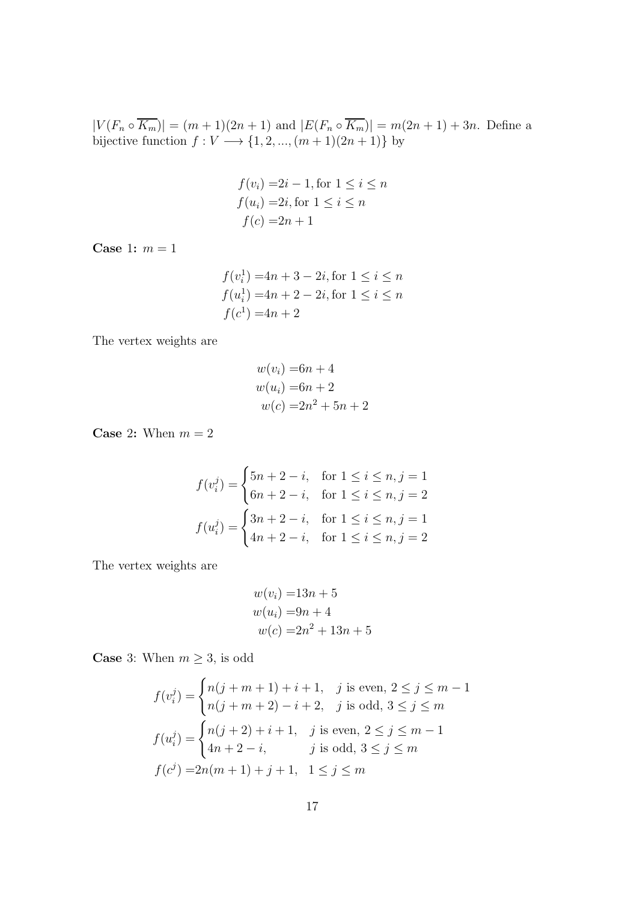$|V(F_n \circ \overline{K_m})| = (m+1)(2n+1)$ and $|E(F_n \circ \overline{K_m})| = m(2n+1) + 3n$. Define a bijective function $f : V \longrightarrow \{1, 2, ..., (m+1)(2n+1)\}$ by

$$
\begin{aligned}
f(v_i) =& 2i - 1, \text{for } 1 \leq i \leq n \\
f(u_i) =& 2i, \text{for } 1 \leq i \leq n \\
f(c) =& 2n + 1
\end{aligned}
$$

**Case** 1**:** $m = 1$

$$
\begin{aligned}
f(v_i^1) =& 4n + 3 - 2i, \text{for } 1 \leq i \leq n \\
f(u_i^1) =& 4n + 2 - 2i, \text{for } 1 \leq i \leq n \\
f(c^1) =& 4n + 2
\end{aligned}
$$

The vertex weights are

$$
\begin{aligned}
w(v_i) =& 6n + 4 \\
w(u_i) =& 6n + 2 \\
w(c) =& 2n^2 + 5n + 2
\end{aligned}
$$

**Case** 2**:** When $m = 2$

$$
f(v_i^j) = \begin{cases} 5n + 2 - i, & \text{for } 1 \leq i \leq n, j = 1 \\ 6n + 2 - i, & \text{for } 1 \leq i \leq n, j = 2 \end{cases}
$$

$$
f(u_i^j) = \begin{cases} 3n + 2 - i, & \text{for } 1 \leq i \leq n, j = 1 \\ 4n + 2 - i, & \text{for } 1 \leq i \leq n, j = 2 \end{cases}
$$

The vertex weights are

$$
\begin{aligned}
w(v_i) =& 13n + 5 \\
w(u_i) =& 9n + 4 \\
w(c) =& 2n^2 + 13n + 5
\end{aligned}
$$

**Case** 3: When $m \geq 3$, is odd

$$
f(v_i^j) = \begin{cases} n(j + m + 1) + i + 1, & j \text{ is even}, 2 \leq j \leq m - 1 \\ n(j + m + 2) - i + 2, & j \text{ is odd}, 3 \leq j \leq m \end{cases}
$$

$$
f(u_i^j) = \begin{cases} n(j + 2) + i + 1, & j \text{ is even}, 2 \leq j \leq m - 1 \\ 4n + 2 - i, & j \text{ is odd}, 3 \leq j \leq m \end{cases}
$$

$$
f(c^j) = 2n(m + 1) + j + 1, \quad 1 \leq j \leq m
$$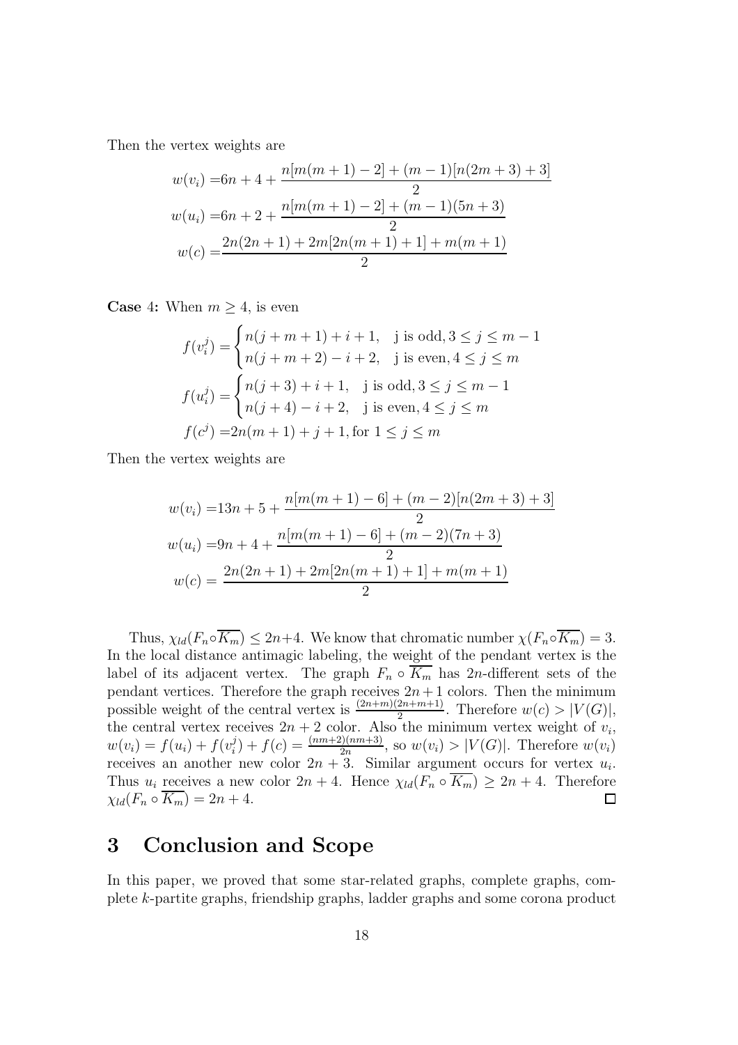Then the vertex weights are

$$
\begin{aligned}
w(v_i) =& 6n + 4 + \frac{n[m(m+1) - 2] + (m-1)[n(2m+3) + 3]}{2} \\
w(u_i) =& 6n + 2 + \frac{n[m(m+1) - 2] + (m-1)(5n+3)}{2} \\
w(c) =& \frac{2n(2n+1) + 2m[2n(m+1) + 1] + m(m+1)}{2}
\end{aligned}
$$

**Case** 4**:** When $m \geq 4$, is even

$$
\begin{aligned}
f(v_i^j) &= \begin{cases} n(j+m+1) + i + 1, & \text{j is odd}, 3 \leq j \leq m-1 \\ n(j+m+2) - i + 2, & \text{j is even}, 4 \leq j \leq m \end{cases} \\
f(u_i^j) &= \begin{cases} n(j+3) + i + 1, & \text{j is odd}, 3 \leq j \leq m-1 \\ n(j+4) - i + 2, & \text{j is even}, 4 \leq j \leq m \end{cases} \\
f(c^j) =& 2n(m+1) + j + 1, \text{for } 1 \leq j \leq m
\end{aligned}
$$

Then the vertex weights are

$$
\begin{aligned}
w(v_i) =& 13n + 5 + \frac{n[m(m+1) - 6] + (m-2)[n(2m+3) + 3]}{2} \\
w(u_i) =& 9n + 4 + \frac{n[m(m+1) - 6] + (m-2)(7n+3)}{2} \\
w(c) =& \frac{2n(2n+1) + 2m[2n(m+1) + 1] + m(m+1)}{2}
\end{aligned}
$$

Thus, $\chi_{ld}(F_n \circ \overline{K_m}) \leq 2n+4$. We know that chromatic number $\chi(F_n \circ \overline{K_m}) = 3$. In the local distance antimagic labeling, the weight of the pendant vertex is the label of its adjacent vertex. The graph $F_n \circ \overline{K_m}$ has $2n$-different sets of the pendant vertices. Therefore the graph receives $2n+1$ colors. Then the minimum possible weight of the central vertex is $\frac{(2n+m)(2n+m+1)}{2}$. Therefore $w(c) > |V(G)|$, the central vertex receives $2n+2$ color. Also the minimum vertex weight of $v_i$, $w(v_i) = f(u_i) + f(v_i^j) + f(c) = \frac{(nm+2)(nm+3)}{2n}$, so $w(v_i) > |V(G)|$. Therefore $w(v_i)$ receives an another new color $2n+3$. Similar argument occurs for vertex $u_i$. Thus $u_i$ receives a new color $2n+4$. Hence $\chi_{ld}(F_n \circ \overline{K_m}) \geq 2n+4$. Therefore $\chi_{ld}(F_n \circ \overline{K_m}) = 2n+4$. □

## 3 Conclusion and Scope

In this paper, we proved that some star-related graphs, complete graphs, complete $k$-partite graphs, friendship graphs, ladder graphs and some corona product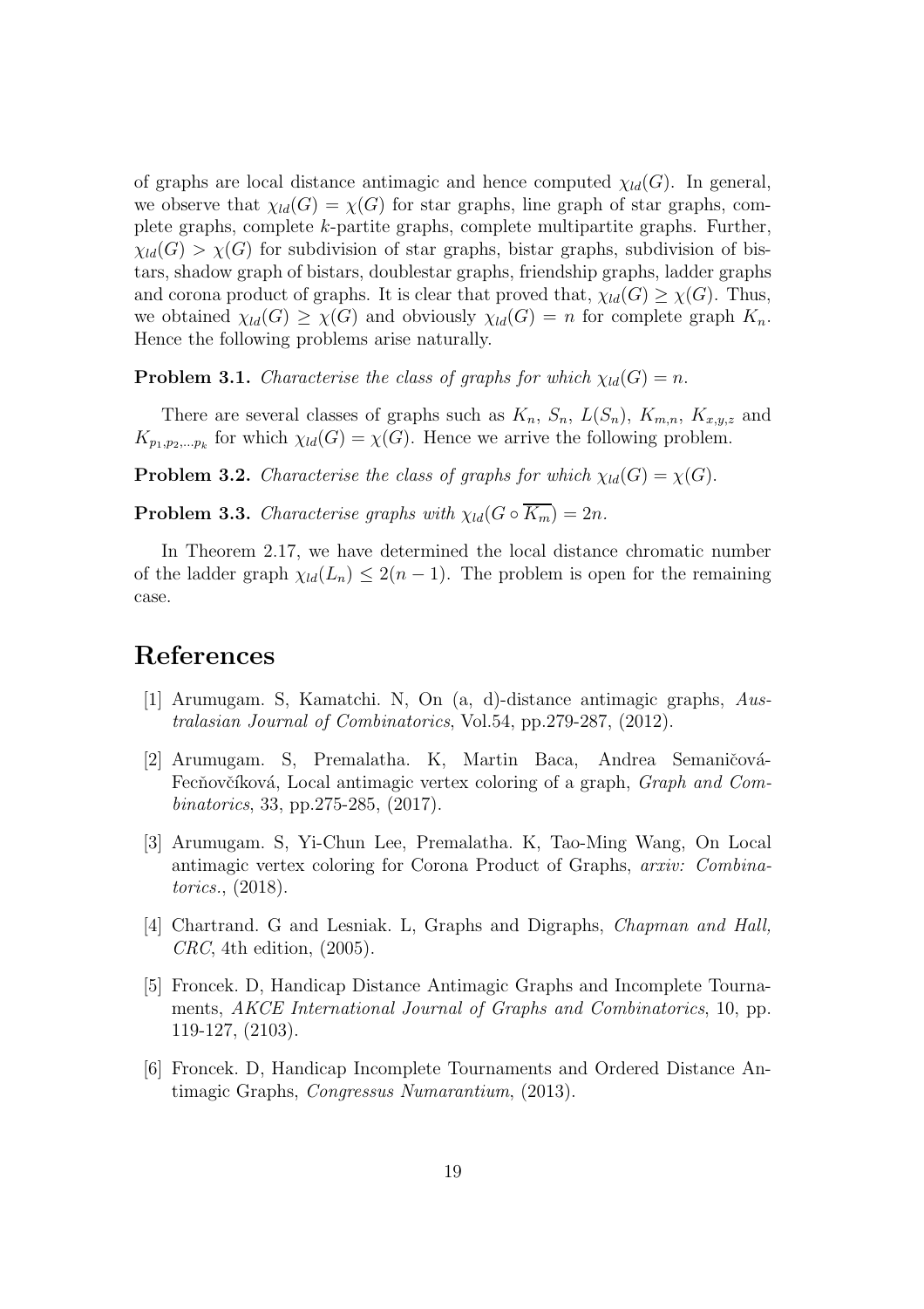of graphs are local distance antimagic and hence computed $\chi_{ld}(G)$. In general, we observe that $\chi_{ld}(G) = \chi(G)$ for star graphs, line graph of star graphs, complete graphs, complete $k$-partite graphs, complete multipartite graphs. Further, $\chi_{ld}(G) > \chi(G)$ for subdivision of star graphs, bistar graphs, subdivision of bistars, shadow graph of bistars, doublestar graphs, friendship graphs, ladder graphs and corona product of graphs. It is clear that proved that, $\chi_{ld}(G) \geq \chi(G)$. Thus, we obtained $\chi_{ld}(G) \geq \chi(G)$ and obviously $\chi_{ld}(G) = n$ for complete graph $K_n$. Hence the following problems arise naturally.

**Problem 3.1.** *Characterise the class of graphs for which $\chi_{ld}(G) = n$.*

There are several classes of graphs such as $K_n$, $S_n$, $L(S_n)$, $K_{m,n}$, $K_{x,y,z}$ and $K_{p_1,p_2,\ldots p_k}$ for which $\chi_{ld}(G) = \chi(G)$. Hence we arrive the following problem.

**Problem 3.2.** *Characterise the class of graphs for which $\chi_{ld}(G) = \chi(G)$.*

**Problem 3.3.** *Characterise graphs with $\chi_{ld}(G \circ \overline{K_m}) = 2n$.*

In Theorem 2.17, we have determined the local distance chromatic number of the ladder graph $\chi_{ld}(L_n) \leq 2(n-1)$. The problem is open for the remaining case.

# References

[1] Arumugam. S, Kamatchi. N, On (a, d)-distance antimagic graphs, *Australasian Journal of Combinatorics*, Vol.54, pp.279-287, (2012).

[2] Arumugam. S, Premalatha. K, Martin Baca, Andrea Semaničová-Fecňovčíková, Local antimagic vertex coloring of a graph, *Graph and Combinatorics*, 33, pp.275-285, (2017).

[3] Arumugam. S, Yi-Chun Lee, Premalatha. K, Tao-Ming Wang, On Local antimagic vertex coloring for Corona Product of Graphs, *arxiv: Combinatorics.*, (2018).

[4] Chartrand. G and Lesniak. L, Graphs and Digraphs, *Chapman and Hall, CRC*, 4th edition, (2005).

[5] Froncek. D, Handicap Distance Antimagic Graphs and Incomplete Tournaments, *AKCE International Journal of Graphs and Combinatorics*, 10, pp. 119-127, (2103).

[6] Froncek. D, Handicap Incomplete Tournaments and Ordered Distance Antimagic Graphs, *Congressus Numarantium*, (2013).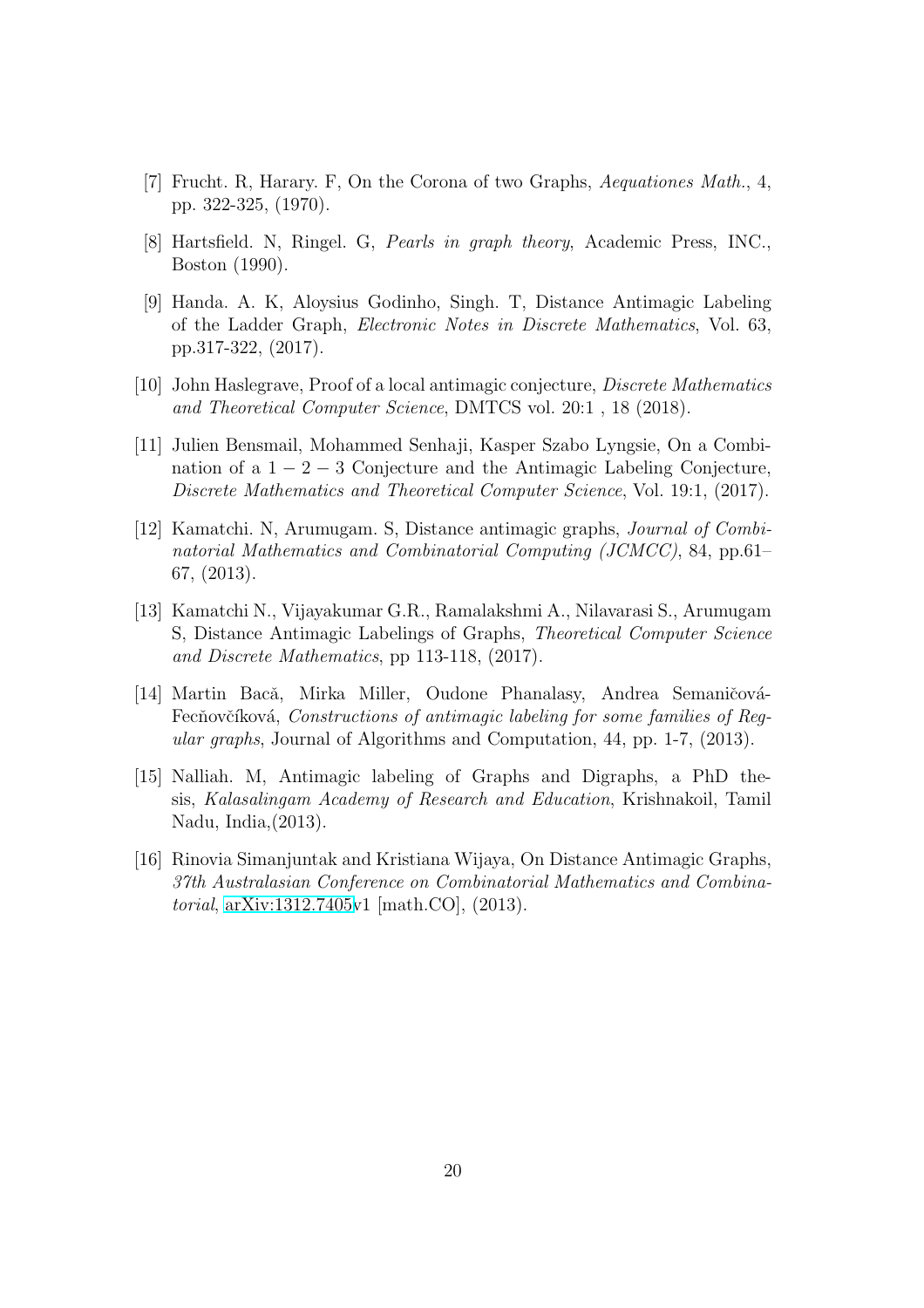[7] Frucht. R, Harary. F, On the Corona of two Graphs, *Aequationes Math.*, 4, pp. 322-325, (1970).

[8] Hartsfield. N, Ringel. G, *Pearls in graph theory*, Academic Press, INC., Boston (1990).

[9] Handa. A. K, Aloysius Godinho, Singh. T, Distance Antimagic Labeling of the Ladder Graph, *Electronic Notes in Discrete Mathematics*, Vol. 63, pp.317-322, (2017).

[10] John Haslegrave, Proof of a local antimagic conjecture, *Discrete Mathematics and Theoretical Computer Science*, DMTCS vol. 20:1 , 18 (2018).

[11] Julien Bensmail, Mohammed Senhaji, Kasper Szabo Lyngsie, On a Combination of a $1-2-3$ Conjecture and the Antimagic Labeling Conjecture, *Discrete Mathematics and Theoretical Computer Science*, Vol. 19:1, (2017).

[12] Kamatchi. N, Arumugam. S, Distance antimagic graphs, *Journal of Combinatorial Mathematics and Combinatorial Computing (JCMCC)*, 84, pp.61–67, (2013).

[13] Kamatchi N., Vijayakumar G.R., Ramalakshmi A., Nilavarasi S., Arumugam S, Distance Antimagic Labelings of Graphs, *Theoretical Computer Science and Discrete Mathematics*, pp 113-118, (2017).

[14] Martin Bacă, Mirka Miller, Oudone Phanalasy, Andrea Semaničová-Fecňovčíková, *Constructions of antimagic labeling for some families of Regular graphs*, Journal of Algorithms and Computation, 44, pp. 1-7, (2013).

[15] Nalliah. M, Antimagic labeling of Graphs and Digraphs, a PhD thesis, *Kalasalingam Academy of Research and Education*, Krishnakoil, Tamil Nadu, India,(2013).

[16] Rinovia Simanjuntak and Kristiana Wijaya, On Distance Antimagic Graphs, *37th Australasian Conference on Combinatorial Mathematics and Combinatorial*, arXiv:1312.7405v1 [math.CO], (2013).